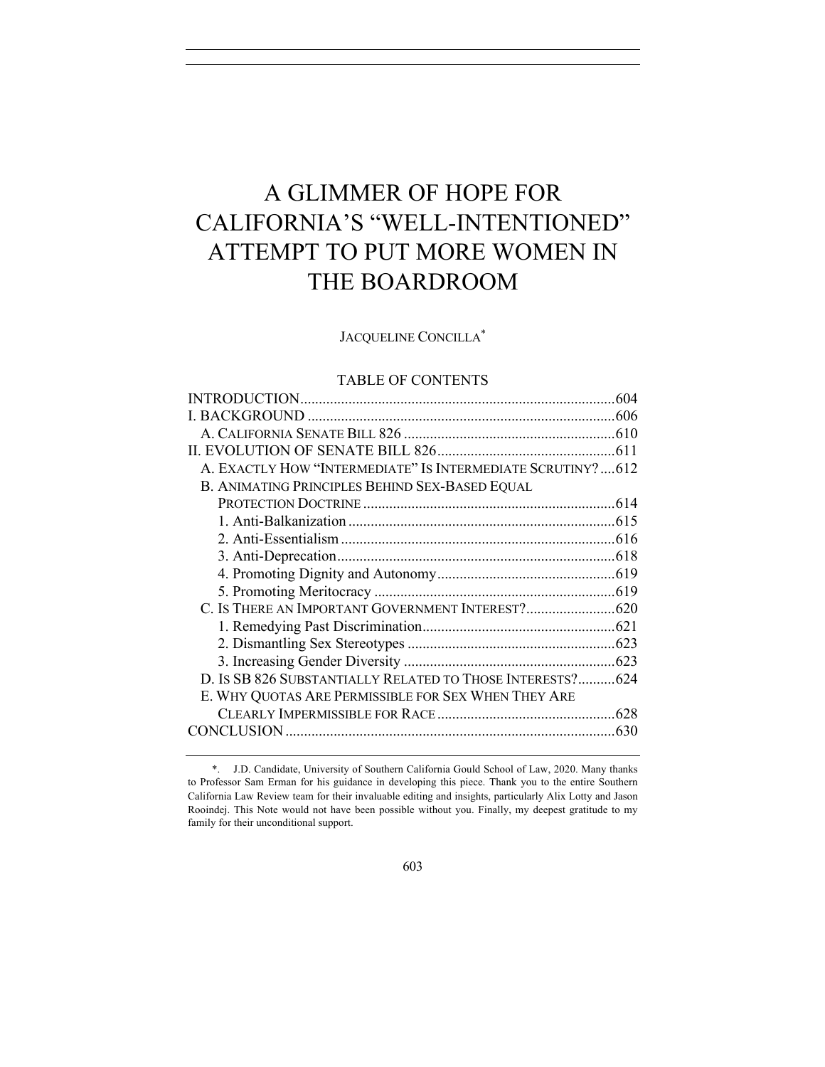# A GLIMMER OF HOPE FOR CALIFORNIA'S "WELL-INTENTIONED" ATTEMPT TO PUT MORE WOMEN IN THE BOARDROOM

JACQUELINE CONCILLA*

TABLE OF CONTENTS

INTRODUCTION .................................................................................... 604
I. BACKGROUND .................................................................................. 606
  A. CALIFORNIA SENATE BILL 826 ......................................................... 610
II. EVOLUTION OF SENATE BILL 826 ................................................. 611
  A. EXACTLY HOW "INTERMEDIATE" IS INTERMEDIATE SCRUTINY? .... 612
  B. ANIMATING PRINCIPLES BEHIND SEX-BASED EQUAL PROTECTION DOCTRINE .................................................................... 614
    1. Anti-Balkanization ......................................................................... 615
    2. Anti-Essentialism ........................................................................... 616
    3. Anti-Deprecation ............................................................................ 618
    4. Promoting Dignity and Autonomy ................................................. 619
    5. Promoting Meritocracy .................................................................. 619
  C. IS THERE AN IMPORTANT GOVERNMENT INTEREST? ........................ 620
    1. Remedying Past Discrimination ..................................................... 621
    2. Dismantling Sex Stereotypes ......................................................... 623
    3. Increasing Gender Diversity .......................................................... 623
  D. IS SB 826 SUBSTANTIALLY RELATED TO THOSE INTERESTS? .......... 624
  E. WHY QUOTAS ARE PERMISSIBLE FOR SEX WHEN THEY ARE CLEARLY IMPERMISSIBLE FOR RACE ................................................ 628
CONCLUSION ........................................................................................ 630

---

*. J.D. Candidate, University of Southern California Gould School of Law, 2020. Many thanks to Professor Sam Erman for his guidance in developing this piece. Thank you to the entire Southern California Law Review team for their invaluable editing and insights, particularly Alix Lotty and Jason Rooindej. This Note would not have been possible without you. Finally, my deepest gratitude to my family for their unconditional support.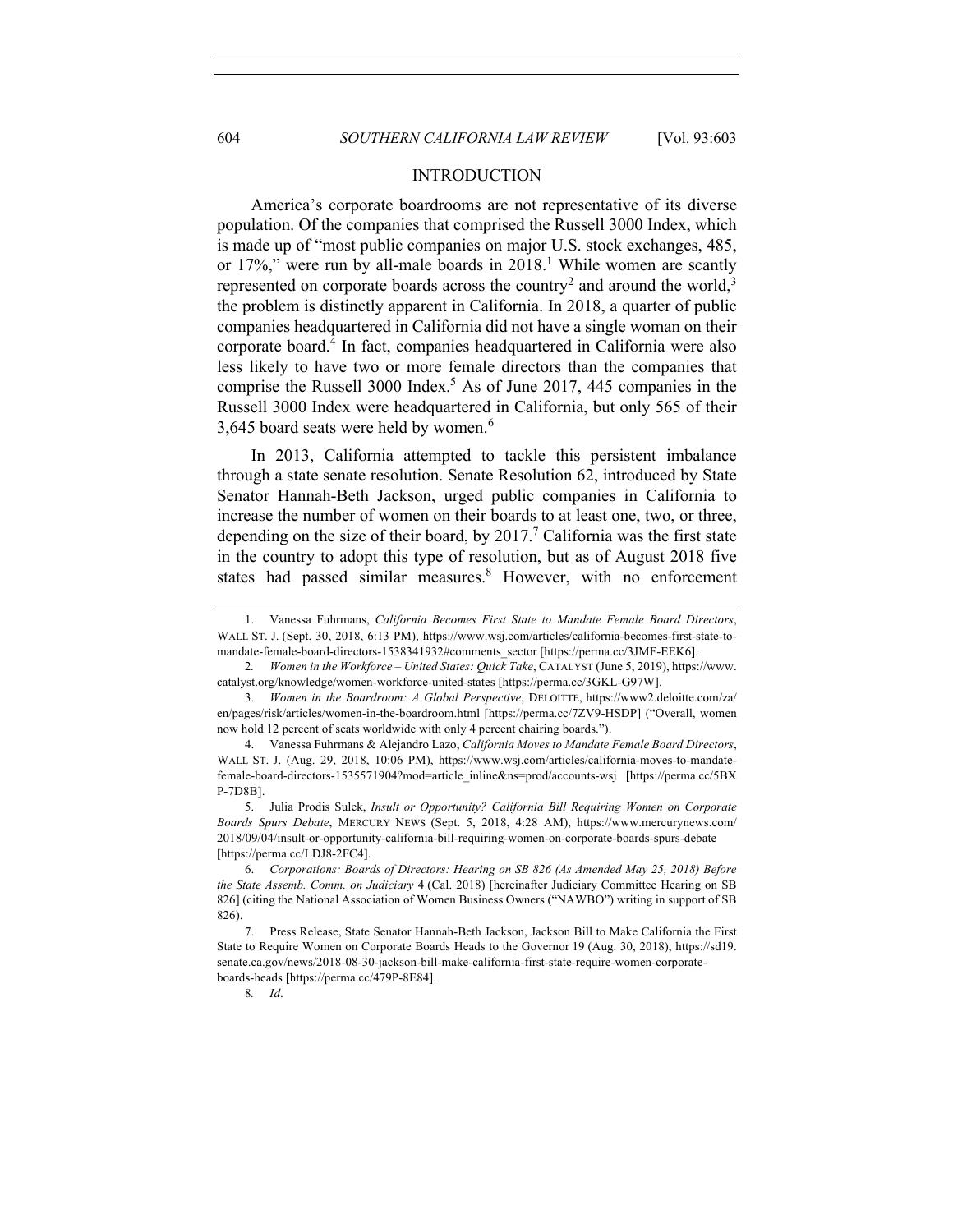## INTRODUCTION

America's corporate boardrooms are not representative of its diverse population. Of the companies that comprised the Russell 3000 Index, which is made up of "most public companies on major U.S. stock exchanges, 485, or 17%," were run by all-male boards in 2018.[1] While women are scantly represented on corporate boards across the country[2] and around the world,[3] the problem is distinctly apparent in California. In 2018, a quarter of public companies headquartered in California did not have a single woman on their corporate board.[4] In fact, companies headquartered in California were also less likely to have two or more female directors than the companies that comprise the Russell 3000 Index.[5] As of June 2017, 445 companies in the Russell 3000 Index were headquartered in California, but only 565 of their 3,645 board seats were held by women.[6]

In 2013, California attempted to tackle this persistent imbalance through a state senate resolution. Senate Resolution 62, introduced by State Senator Hannah-Beth Jackson, urged public companies in California to increase the number of women on their boards to at least one, two, or three, depending on the size of their board, by 2017.[7] California was the first state in the country to adopt this type of resolution, but as of August 2018 five states had passed similar measures.[8] However, with no enforcement

---

1. Vanessa Fuhrmans, *California Becomes First State to Mandate Female Board Directors*, WALL ST. J. (Sept. 30, 2018, 6:13 PM), https://www.wsj.com/articles/california-becomes-first-state-to-mandate-female-board-directors-1538341932#comments_sector [https://perma.cc/3JMF-EEK6].

2. *Women in the Workforce – United States: Quick Take*, CATALYST (June 5, 2019), https://www.catalyst.org/knowledge/women-workforce-united-states [https://perma.cc/3GKL-G97W].

3. *Women in the Boardroom: A Global Perspective*, DELOITTE, https://www2.deloitte.com/za/en/pages/risk/articles/women-in-the-boardroom.html [https://perma.cc/7ZV9-HSDP] ("Overall, women now hold 12 percent of seats worldwide with only 4 percent chairing boards.").

4. Vanessa Fuhrmans & Alejandro Lazo, *California Moves to Mandate Female Board Directors*, WALL ST. J. (Aug. 29, 2018, 10:06 PM), https://www.wsj.com/articles/california-moves-to-mandate-female-board-directors-1535571904?mod=article_inline&ns=prod/accounts-wsj [https://perma.cc/5BXP-7D8B].

5. Julia Prodis Sulek, *Insult or Opportunity? California Bill Requiring Women on Corporate Boards Spurs Debate*, MERCURY NEWS (Sept. 5, 2018, 4:28 AM), https://www.mercurynews.com/2018/09/04/insult-or-opportunity-california-bill-requiring-women-on-corporate-boards-spurs-debate [https://perma.cc/LDJ8-2FC4].

6. *Corporations: Boards of Directors: Hearing on SB 826 (As Amended May 25, 2018) Before the State Assemb. Comm. on Judiciary* 4 (Cal. 2018) [hereinafter Judiciary Committee Hearing on SB 826] (citing the National Association of Women Business Owners ("NAWBO") writing in support of SB 826).

7. Press Release, State Senator Hannah-Beth Jackson, Jackson Bill to Make California the First State to Require Women on Corporate Boards Heads to the Governor 19 (Aug. 30, 2018), https://sd19.senate.ca.gov/news/2018-08-30-jackson-bill-make-california-first-state-require-women-corporate-boards-heads [https://perma.cc/479P-8E84].

8. *Id*.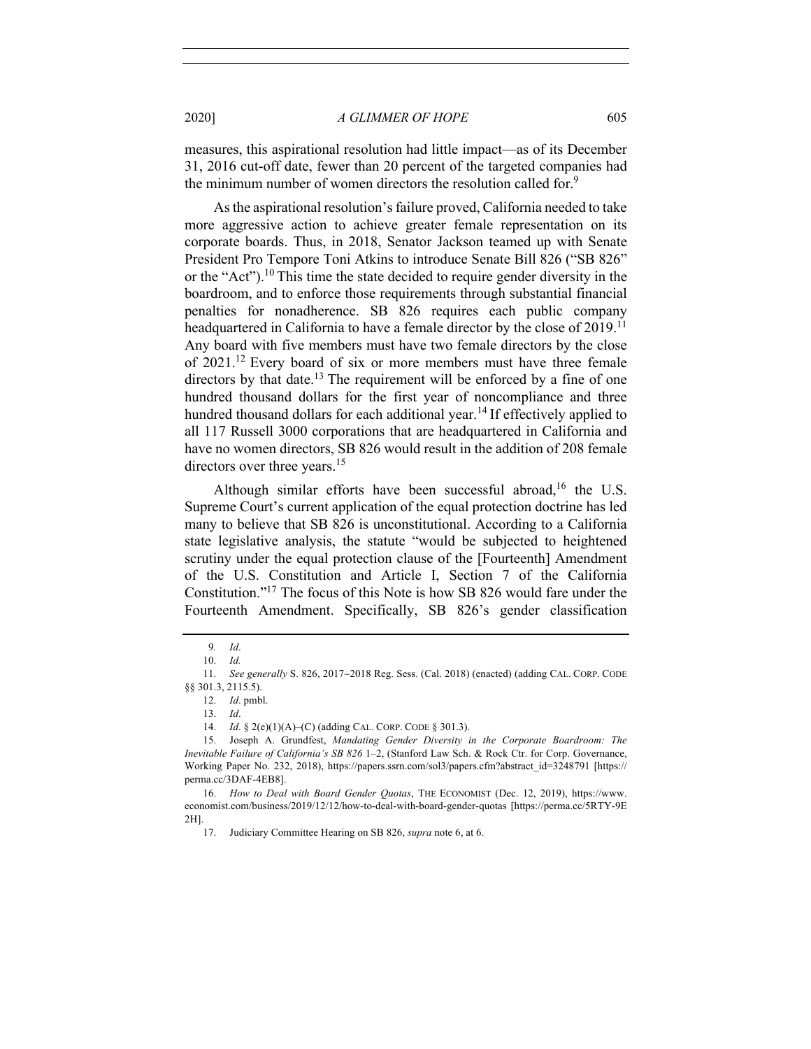measures, this aspirational resolution had little impact—as of its December 31, 2016 cut-off date, fewer than 20 percent of the targeted companies had the minimum number of women directors the resolution called for.[9]

As the aspirational resolution's failure proved, California needed to take more aggressive action to achieve greater female representation on its corporate boards. Thus, in 2018, Senator Jackson teamed up with Senate President Pro Tempore Toni Atkins to introduce Senate Bill 826 ("SB 826" or the "Act").[10] This time the state decided to require gender diversity in the boardroom, and to enforce those requirements through substantial financial penalties for nonadherence. SB 826 requires each public company headquartered in California to have a female director by the close of 2019.[11] Any board with five members must have two female directors by the close of 2021.[12] Every board of six or more members must have three female directors by that date.[13] The requirement will be enforced by a fine of one hundred thousand dollars for the first year of noncompliance and three hundred thousand dollars for each additional year.[14] If effectively applied to all 117 Russell 3000 corporations that are headquartered in California and have no women directors, SB 826 would result in the addition of 208 female directors over three years.[15]

Although similar efforts have been successful abroad,[16] the U.S. Supreme Court's current application of the equal protection doctrine has led many to believe that SB 826 is unconstitutional. According to a California state legislative analysis, the statute "would be subjected to heightened scrutiny under the equal protection clause of the [Fourteenth] Amendment of the U.S. Constitution and Article I, Section 7 of the California Constitution."[17] The focus of this Note is how SB 826 would fare under the Fourteenth Amendment. Specifically, SB 826's gender classification

---

9. *Id*.

10. *Id.*

11. *See generally* S. 826, 2017–2018 Reg. Sess. (Cal. 2018) (enacted) (adding CAL. CORP. CODE §§ 301.3, 2115.5).

12. *Id*. pmbl.

13. *Id*.

14. *Id*. § 2(e)(1)(A)–(C) (adding CAL. CORP. CODE § 301.3).

15. Joseph A. Grundfest, *Mandating Gender Diversity in the Corporate Boardroom: The Inevitable Failure of California's SB 826* 1–2, (Stanford Law Sch. & Rock Ctr. for Corp. Governance, Working Paper No. 232, 2018), https://papers.ssrn.com/sol3/papers.cfm?abstract_id=3248791 [https://perma.cc/3DAF-4EB8].

16. *How to Deal with Board Gender Quotas*, THE ECONOMIST (Dec. 12, 2019), https://www.economist.com/business/2019/12/12/how-to-deal-with-board-gender-quotas [https://perma.cc/5RTY-9E2H].

17. Judiciary Committee Hearing on SB 826, *supra* note 6, at 6.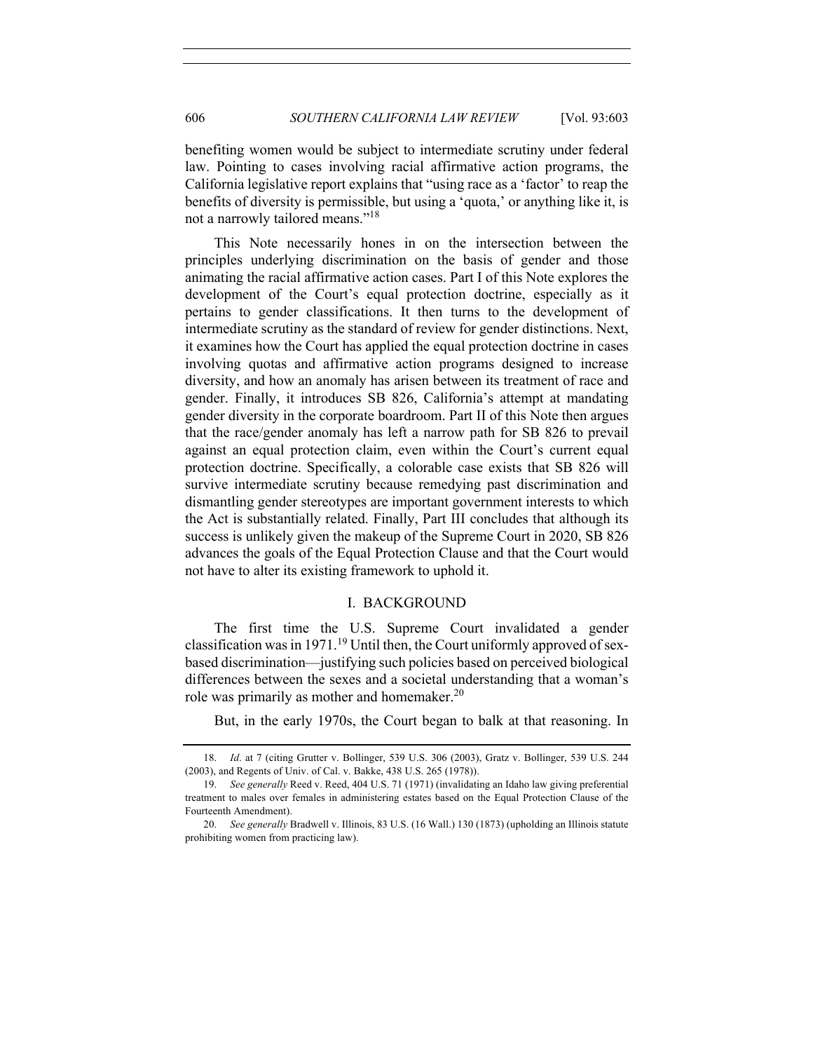benefiting women would be subject to intermediate scrutiny under federal law. Pointing to cases involving racial affirmative action programs, the California legislative report explains that "using race as a 'factor' to reap the benefits of diversity is permissible, but using a 'quota,' or anything like it, is not a narrowly tailored means."[18]

This Note necessarily hones in on the intersection between the principles underlying discrimination on the basis of gender and those animating the racial affirmative action cases. Part I of this Note explores the development of the Court's equal protection doctrine, especially as it pertains to gender classifications. It then turns to the development of intermediate scrutiny as the standard of review for gender distinctions. Next, it examines how the Court has applied the equal protection doctrine in cases involving quotas and affirmative action programs designed to increase diversity, and how an anomaly has arisen between its treatment of race and gender. Finally, it introduces SB 826, California's attempt at mandating gender diversity in the corporate boardroom. Part II of this Note then argues that the race/gender anomaly has left a narrow path for SB 826 to prevail against an equal protection claim, even within the Court's current equal protection doctrine. Specifically, a colorable case exists that SB 826 will survive intermediate scrutiny because remedying past discrimination and dismantling gender stereotypes are important government interests to which the Act is substantially related. Finally, Part III concludes that although its success is unlikely given the makeup of the Supreme Court in 2020, SB 826 advances the goals of the Equal Protection Clause and that the Court would not have to alter its existing framework to uphold it.

## I. BACKGROUND

The first time the U.S. Supreme Court invalidated a gender classification was in 1971.[19] Until then, the Court uniformly approved of sex-based discrimination—justifying such policies based on perceived biological differences between the sexes and a societal understanding that a woman's role was primarily as mother and homemaker.[20]

But, in the early 1970s, the Court began to balk at that reasoning. In

---

18. *Id*. at 7 (citing Grutter v. Bollinger, 539 U.S. 306 (2003), Gratz v. Bollinger, 539 U.S. 244 (2003), and Regents of Univ. of Cal. v. Bakke, 438 U.S. 265 (1978)).

19. *See generally* Reed v. Reed, 404 U.S. 71 (1971) (invalidating an Idaho law giving preferential treatment to males over females in administering estates based on the Equal Protection Clause of the Fourteenth Amendment).

20. *See generally* Bradwell v. Illinois, 83 U.S. (16 Wall.) 130 (1873) (upholding an Illinois statute prohibiting women from practicing law).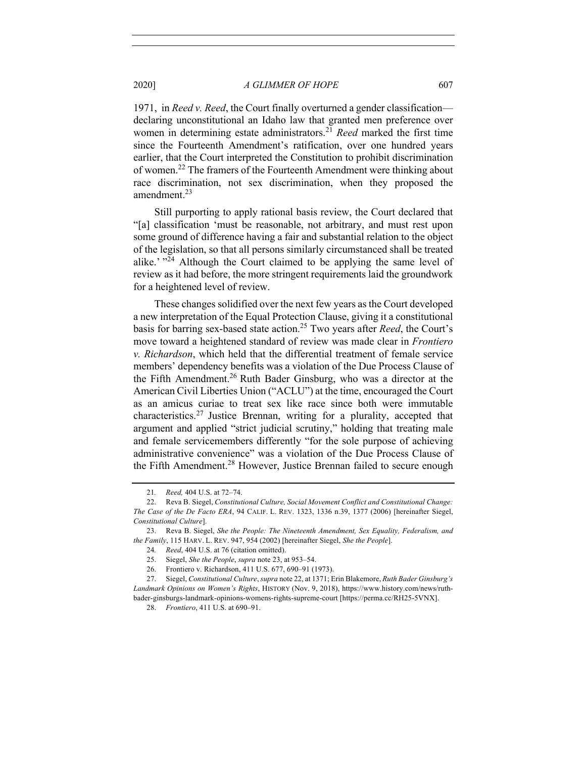1971, in *Reed v. Reed*, the Court finally overturned a gender classification—declaring unconstitutional an Idaho law that granted men preference over women in determining estate administrators.[21] *Reed* marked the first time since the Fourteenth Amendment's ratification, over one hundred years earlier, that the Court interpreted the Constitution to prohibit discrimination of women.[22] The framers of the Fourteenth Amendment were thinking about race discrimination, not sex discrimination, when they proposed the amendment.[23]

Still purporting to apply rational basis review, the Court declared that "[a] classification 'must be reasonable, not arbitrary, and must rest upon some ground of difference having a fair and substantial relation to the object of the legislation, so that all persons similarly circumstanced shall be treated alike.' "[24] Although the Court claimed to be applying the same level of review as it had before, the more stringent requirements laid the groundwork for a heightened level of review.

These changes solidified over the next few years as the Court developed a new interpretation of the Equal Protection Clause, giving it a constitutional basis for barring sex-based state action.[25] Two years after *Reed*, the Court's move toward a heightened standard of review was made clear in *Frontiero v. Richardson*, which held that the differential treatment of female service members' dependency benefits was a violation of the Due Process Clause of the Fifth Amendment.[26] Ruth Bader Ginsburg, who was a director at the American Civil Liberties Union ("ACLU") at the time, encouraged the Court as an amicus curiae to treat sex like race since both were immutable characteristics.[27] Justice Brennan, writing for a plurality, accepted that argument and applied "strict judicial scrutiny," holding that treating male and female servicemembers differently "for the sole purpose of achieving administrative convenience" was a violation of the Due Process Clause of the Fifth Amendment.[28] However, Justice Brennan failed to secure enough

---

21. *Reed,* 404 U.S. at 72–74.

22. Reva B. Siegel, *Constitutional Culture, Social Movement Conflict and Constitutional Change: The Case of the De Facto ERA*, 94 CALIF. L. REV. 1323, 1336 n.39, 1377 (2006) [hereinafter Siegel, *Constitutional Culture*].

23. Reva B. Siegel, *She the People: The Nineteenth Amendment, Sex Equality, Federalism, and the Family*, 115 HARV. L. REV. 947, 954 (2002) [hereinafter Siegel, *She the People*].

24. *Reed*, 404 U.S. at 76 (citation omitted).

25. Siegel, *She the People*, *supra* note 23, at 953–54.

26. Frontiero v. Richardson, 411 U.S. 677, 690–91 (1973).

27. Siegel, *Constitutional Culture*, *supra* note 22, at 1371; Erin Blakemore, *Ruth Bader Ginsburg's Landmark Opinions on Women's Rights*, HISTORY (Nov. 9, 2018), https://www.history.com/news/ruth-bader-ginsburgs-landmark-opinions-womens-rights-supreme-court [https://perma.cc/RH25-5VNX].

28. *Frontiero*, 411 U.S. at 690–91.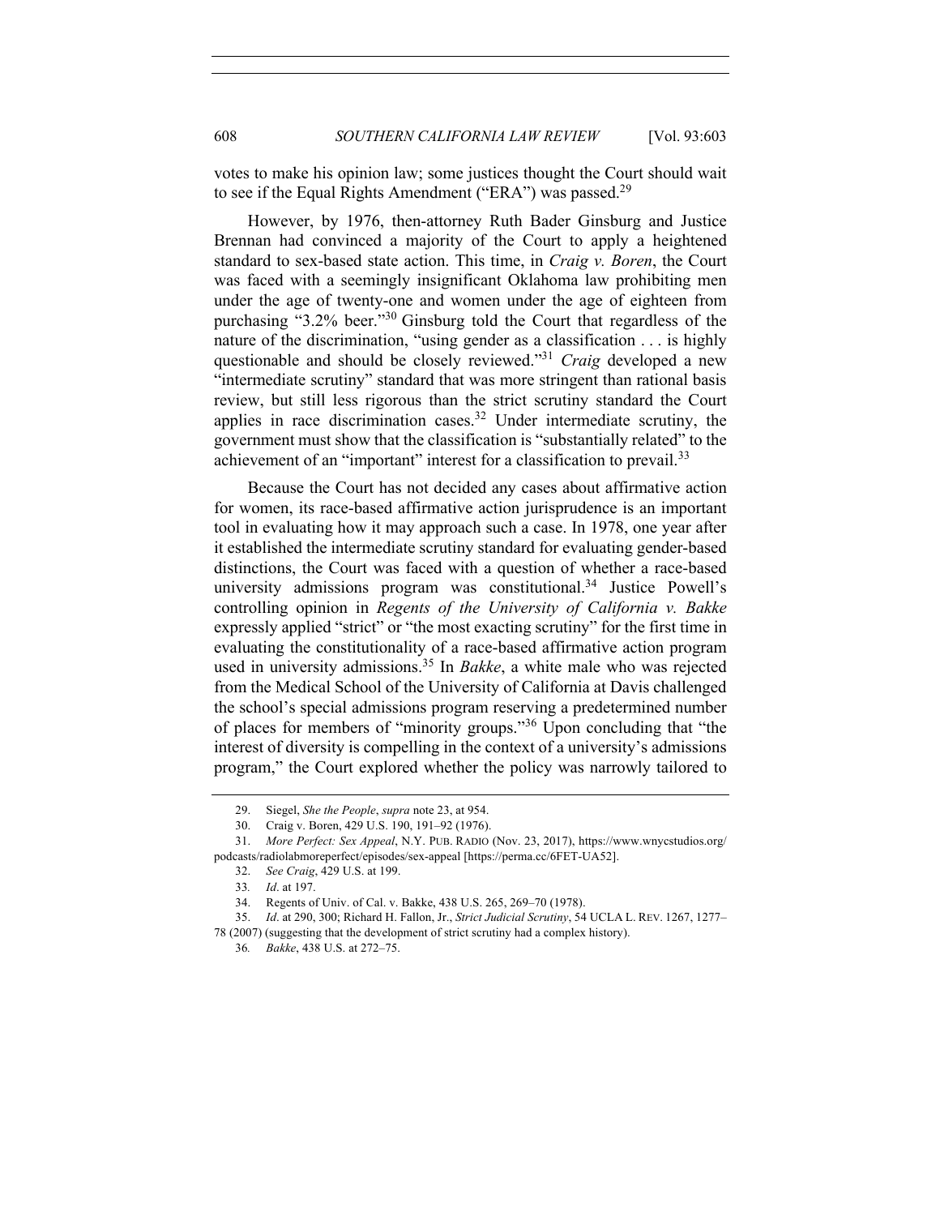votes to make his opinion law; some justices thought the Court should wait to see if the Equal Rights Amendment ("ERA") was passed.[29]

However, by 1976, then-attorney Ruth Bader Ginsburg and Justice Brennan had convinced a majority of the Court to apply a heightened standard to sex-based state action. This time, in *Craig v. Boren*, the Court was faced with a seemingly insignificant Oklahoma law prohibiting men under the age of twenty-one and women under the age of eighteen from purchasing "3.2% beer."[30] Ginsburg told the Court that regardless of the nature of the discrimination, "using gender as a classification . . . is highly questionable and should be closely reviewed."[31] *Craig* developed a new "intermediate scrutiny" standard that was more stringent than rational basis review, but still less rigorous than the strict scrutiny standard the Court applies in race discrimination cases.[32] Under intermediate scrutiny, the government must show that the classification is "substantially related" to the achievement of an "important" interest for a classification to prevail.[33]

Because the Court has not decided any cases about affirmative action for women, its race-based affirmative action jurisprudence is an important tool in evaluating how it may approach such a case. In 1978, one year after it established the intermediate scrutiny standard for evaluating gender-based distinctions, the Court was faced with a question of whether a race-based university admissions program was constitutional.[34] Justice Powell's controlling opinion in *Regents of the University of California v. Bakke* expressly applied "strict" or "the most exacting scrutiny" for the first time in evaluating the constitutionality of a race-based affirmative action program used in university admissions.[35] In *Bakke*, a white male who was rejected from the Medical School of the University of California at Davis challenged the school's special admissions program reserving a predetermined number of places for members of "minority groups."[36] Upon concluding that "the interest of diversity is compelling in the context of a university's admissions program," the Court explored whether the policy was narrowly tailored to

---

29. Siegel, *She the People*, *supra* note 23, at 954.

30. Craig v. Boren, 429 U.S. 190, 191–92 (1976).

31. *More Perfect: Sex Appeal*, N.Y. PUB. RADIO (Nov. 23, 2017), https://www.wnycstudios.org/podcasts/radiolabmoreperfect/episodes/sex-appeal [https://perma.cc/6FET-UA52].

32. *See Craig*, 429 U.S. at 199.

33. *Id*. at 197.

34. Regents of Univ. of Cal. v. Bakke, 438 U.S. 265, 269–70 (1978).

35. *Id*. at 290, 300; Richard H. Fallon, Jr., *Strict Judicial Scrutiny*, 54 UCLA L. REV. 1267, 1277–78 (2007) (suggesting that the development of strict scrutiny had a complex history).

36. *Bakke*, 438 U.S. at 272–75.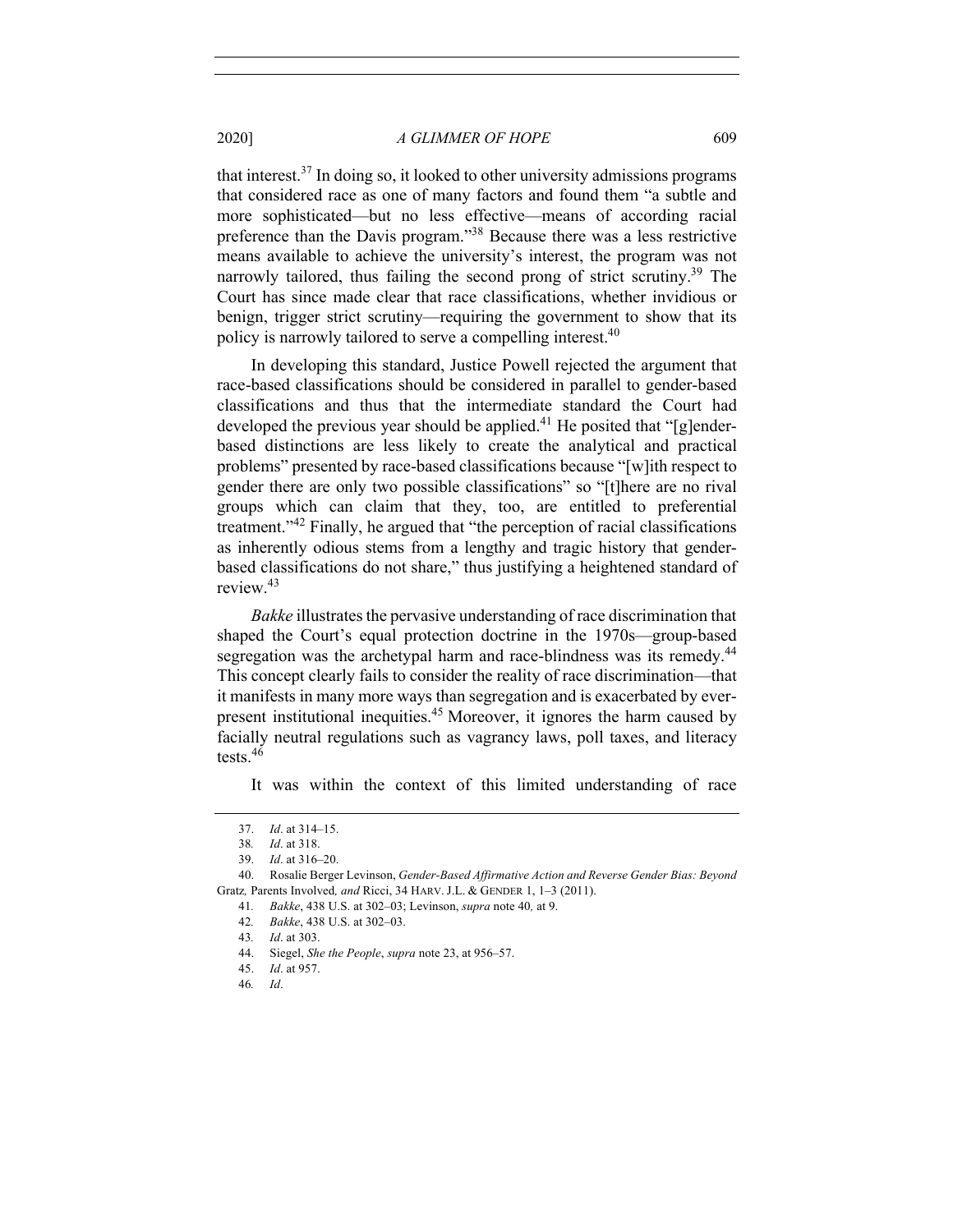that interest.[37] In doing so, it looked to other university admissions programs that considered race as one of many factors and found them "a subtle and more sophisticated—but no less effective—means of according racial preference than the Davis program."[38] Because there was a less restrictive means available to achieve the university's interest, the program was not narrowly tailored, thus failing the second prong of strict scrutiny.[39] The Court has since made clear that race classifications, whether invidious or benign, trigger strict scrutiny—requiring the government to show that its policy is narrowly tailored to serve a compelling interest.[40]

In developing this standard, Justice Powell rejected the argument that race-based classifications should be considered in parallel to gender-based classifications and thus that the intermediate standard the Court had developed the previous year should be applied.[41] He posited that "[g]ender-based distinctions are less likely to create the analytical and practical problems" presented by race-based classifications because "[w]ith respect to gender there are only two possible classifications" so "[t]here are no rival groups which can claim that they, too, are entitled to preferential treatment."[42] Finally, he argued that "the perception of racial classifications as inherently odious stems from a lengthy and tragic history that gender-based classifications do not share," thus justifying a heightened standard of review.[43]

*Bakke* illustrates the pervasive understanding of race discrimination that shaped the Court's equal protection doctrine in the 1970s—group-based segregation was the archetypal harm and race-blindness was its remedy.[44] This concept clearly fails to consider the reality of race discrimination—that it manifests in many more ways than segregation and is exacerbated by ever-present institutional inequities.[45] Moreover, it ignores the harm caused by facially neutral regulations such as vagrancy laws, poll taxes, and literacy tests.[46]

It was within the context of this limited understanding of race

---

37. *Id*. at 314–15.

38. *Id*. at 318.

39. *Id*. at 316–20.

40. Rosalie Berger Levinson, *Gender-Based Affirmative Action and Reverse Gender Bias: Beyond* Gratz*,* Parents Involved*, and* Ricci, 34 HARV. J.L. & GENDER 1, 1–3 (2011).

41. *Bakke*, 438 U.S. at 302–03; Levinson, *supra* note 40*,* at 9.

42. *Bakke*, 438 U.S. at 302–03.

43. *Id*. at 303.

44. Siegel, *She the People*, *supra* note 23, at 956–57.

45. *Id*. at 957.

46. *Id*.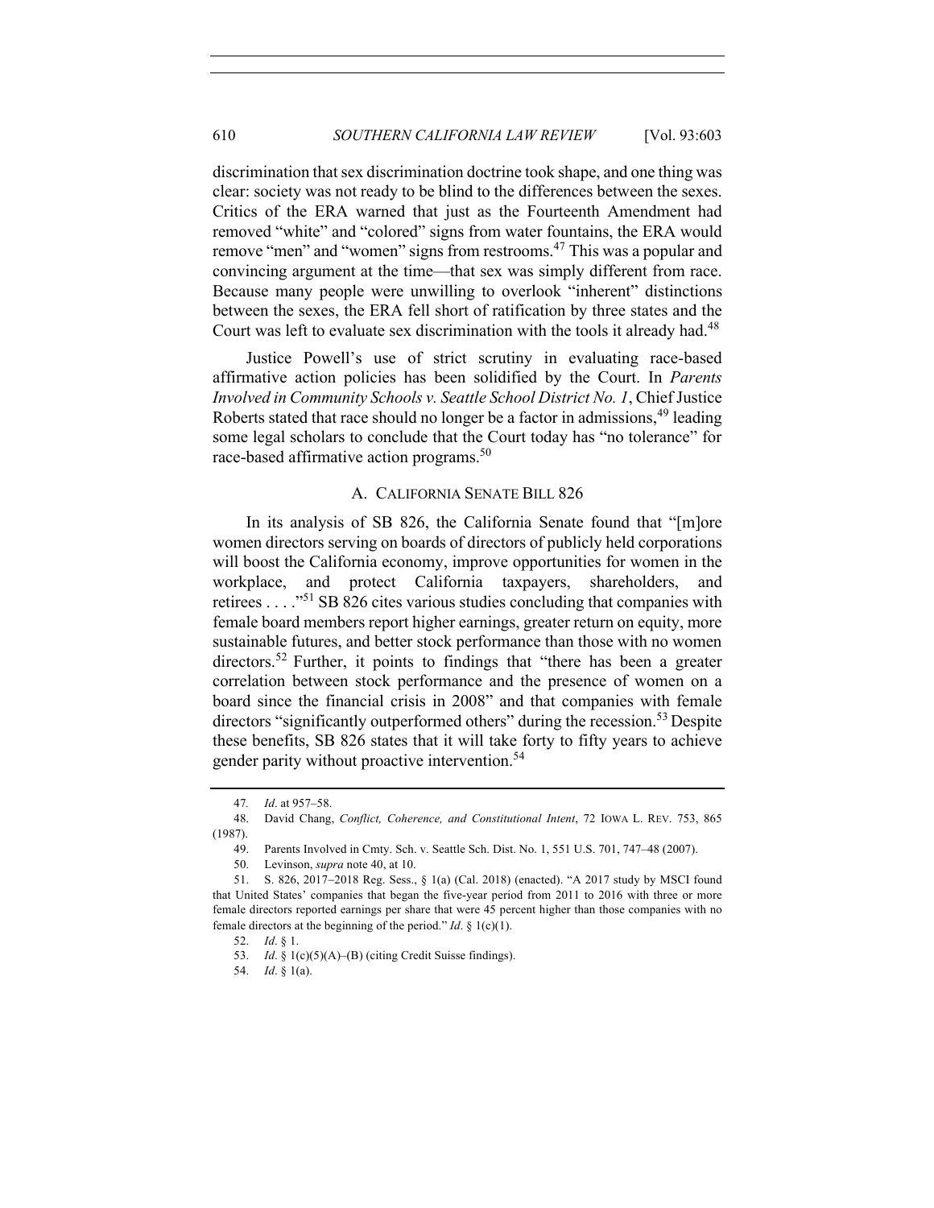discrimination that sex discrimination doctrine took shape, and one thing was clear: society was not ready to be blind to the differences between the sexes. Critics of the ERA warned that just as the Fourteenth Amendment had removed "white" and "colored" signs from water fountains, the ERA would remove "men" and "women" signs from restrooms.[47] This was a popular and convincing argument at the time—that sex was simply different from race. Because many people were unwilling to overlook "inherent" distinctions between the sexes, the ERA fell short of ratification by three states and the Court was left to evaluate sex discrimination with the tools it already had.[48]

Justice Powell's use of strict scrutiny in evaluating race-based affirmative action policies has been solidified by the Court. In *Parents Involved in Community Schools v. Seattle School District No. 1*, Chief Justice Roberts stated that race should no longer be a factor in admissions,[49] leading some legal scholars to conclude that the Court today has "no tolerance" for race-based affirmative action programs.[50]

### A. CALIFORNIA SENATE BILL 826

In its analysis of SB 826, the California Senate found that "[m]ore women directors serving on boards of directors of publicly held corporations will boost the California economy, improve opportunities for women in the workplace, and protect California taxpayers, shareholders, and retirees . . . ."[51] SB 826 cites various studies concluding that companies with female board members report higher earnings, greater return on equity, more sustainable futures, and better stock performance than those with no women directors.[52] Further, it points to findings that "there has been a greater correlation between stock performance and the presence of women on a board since the financial crisis in 2008" and that companies with female directors "significantly outperformed others" during the recession.[53] Despite these benefits, SB 826 states that it will take forty to fifty years to achieve gender parity without proactive intervention.[54]

---

47. *Id*. at 957–58.

48. David Chang, *Conflict, Coherence, and Constitutional Intent*, 72 IOWA L. REV. 753, 865 (1987).

49. Parents Involved in Cmty. Sch. v. Seattle Sch. Dist. No. 1, 551 U.S. 701, 747–48 (2007).

50. Levinson, *supra* note 40, at 10.

51. S. 826, 2017–2018 Reg. Sess., § 1(a) (Cal. 2018) (enacted). "A 2017 study by MSCI found that United States' companies that began the five-year period from 2011 to 2016 with three or more female directors reported earnings per share that were 45 percent higher than those companies with no female directors at the beginning of the period." *Id*. § 1(c)(1).

52. *Id*. § 1.

53. *Id*. § 1(c)(5)(A)–(B) (citing Credit Suisse findings).

54. *Id*. § 1(a).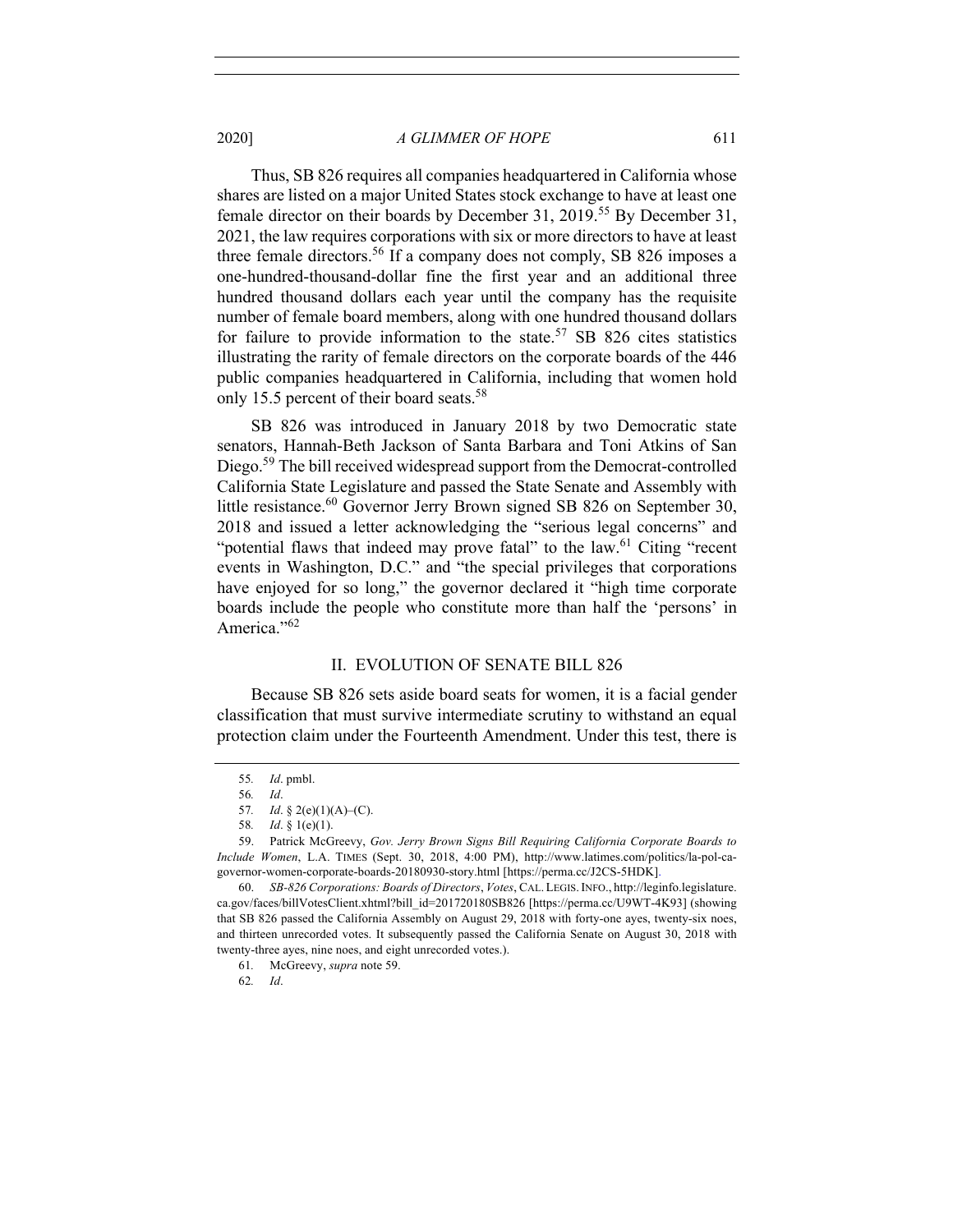Thus, SB 826 requires all companies headquartered in California whose shares are listed on a major United States stock exchange to have at least one female director on their boards by December 31, 2019.[55] By December 31, 2021, the law requires corporations with six or more directors to have at least three female directors.[56] If a company does not comply, SB 826 imposes a one-hundred-thousand-dollar fine the first year and an additional three hundred thousand dollars each year until the company has the requisite number of female board members, along with one hundred thousand dollars for failure to provide information to the state.[57] SB 826 cites statistics illustrating the rarity of female directors on the corporate boards of the 446 public companies headquartered in California, including that women hold only 15.5 percent of their board seats.[58]

SB 826 was introduced in January 2018 by two Democratic state senators, Hannah-Beth Jackson of Santa Barbara and Toni Atkins of San Diego.[59] The bill received widespread support from the Democrat-controlled California State Legislature and passed the State Senate and Assembly with little resistance.[60] Governor Jerry Brown signed SB 826 on September 30, 2018 and issued a letter acknowledging the "serious legal concerns" and "potential flaws that indeed may prove fatal" to the law.[61] Citing "recent events in Washington, D.C." and "the special privileges that corporations have enjoyed for so long," the governor declared it "high time corporate boards include the people who constitute more than half the 'persons' in America."[62]

## II. EVOLUTION OF SENATE BILL 826

Because SB 826 sets aside board seats for women, it is a facial gender classification that must survive intermediate scrutiny to withstand an equal protection claim under the Fourteenth Amendment. Under this test, there is

---

55. *Id*. pmbl.

56. *Id*.

57. *Id*. § 2(e)(1)(A)–(C).

58. *Id*. § 1(e)(1).

59. Patrick McGreevy, *Gov. Jerry Brown Signs Bill Requiring California Corporate Boards to Include Women*, L.A. TIMES (Sept. 30, 2018, 4:00 PM), http://www.latimes.com/politics/la-pol-ca-governor-women-corporate-boards-20180930-story.html [https://perma.cc/J2CS-5HDK].

60. *SB-826 Corporations: Boards of Directors*, *Votes*, CAL. LEGIS. INFO., http://leginfo.legislature.ca.gov/faces/billVotesClient.xhtml?bill_id=201720180SB826 [https://perma.cc/U9WT-4K93] (showing that SB 826 passed the California Assembly on August 29, 2018 with forty-one ayes, twenty-six noes, and thirteen unrecorded votes. It subsequently passed the California Senate on August 30, 2018 with twenty-three ayes, nine noes, and eight unrecorded votes.).

61. McGreevy, *supra* note 59.

62. *Id*.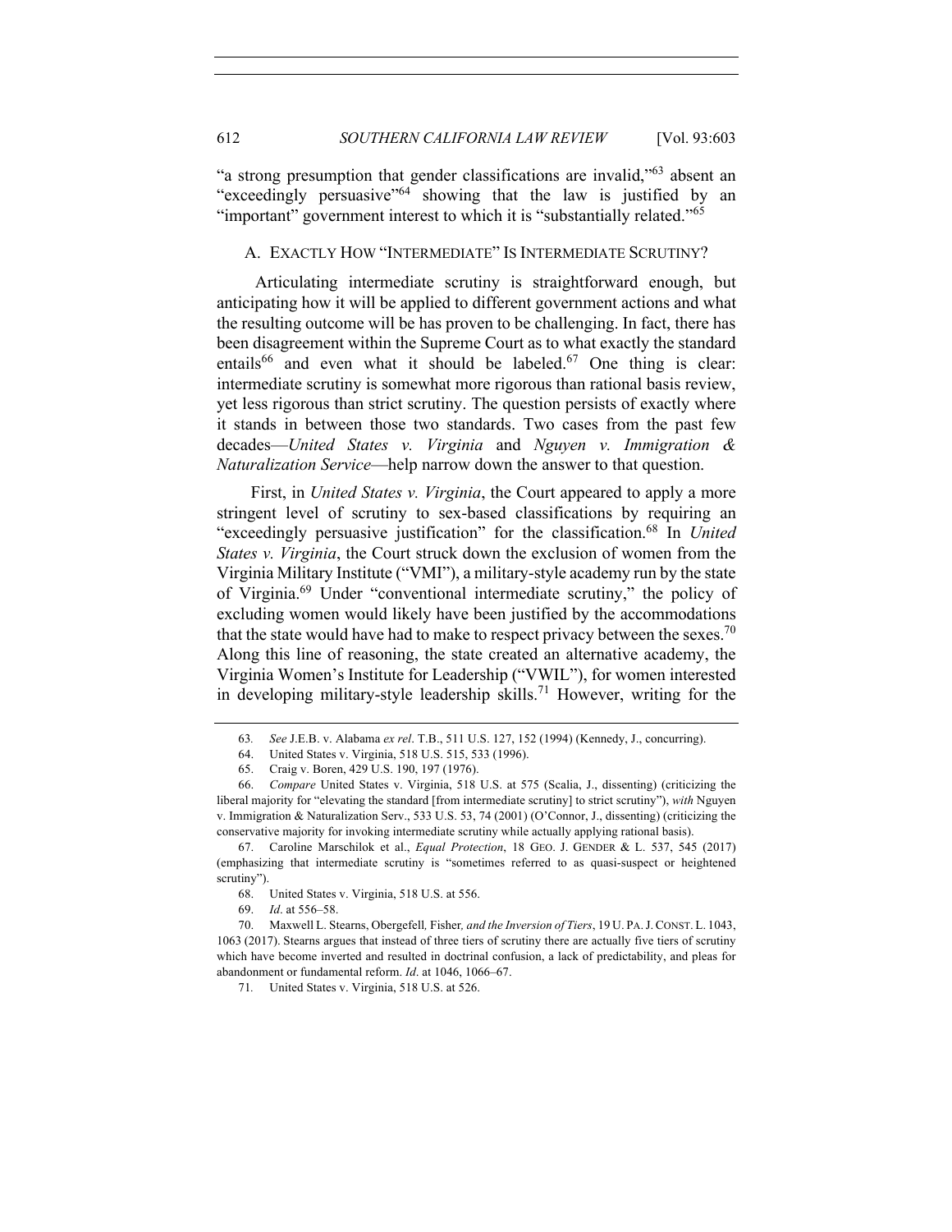"a strong presumption that gender classifications are invalid,"[63] absent an "exceedingly persuasive"[64] showing that the law is justified by an "important" government interest to which it is "substantially related."[65]

### A. EXACTLY HOW "INTERMEDIATE" IS INTERMEDIATE SCRUTINY?

Articulating intermediate scrutiny is straightforward enough, but anticipating how it will be applied to different government actions and what the resulting outcome will be has proven to be challenging. In fact, there has been disagreement within the Supreme Court as to what exactly the standard entails[66] and even what it should be labeled.[67] One thing is clear: intermediate scrutiny is somewhat more rigorous than rational basis review, yet less rigorous than strict scrutiny. The question persists of exactly where it stands in between those two standards. Two cases from the past few decades—*United States v. Virginia* and *Nguyen v. Immigration & Naturalization Service*—help narrow down the answer to that question.

First, in *United States v. Virginia*, the Court appeared to apply a more stringent level of scrutiny to sex-based classifications by requiring an "exceedingly persuasive justification" for the classification.[68] In *United States v. Virginia*, the Court struck down the exclusion of women from the Virginia Military Institute ("VMI"), a military-style academy run by the state of Virginia.[69] Under "conventional intermediate scrutiny," the policy of excluding women would likely have been justified by the accommodations that the state would have had to make to respect privacy between the sexes.[70] Along this line of reasoning, the state created an alternative academy, the Virginia Women's Institute for Leadership ("VWIL"), for women interested in developing military-style leadership skills.[71] However, writing for the

---

63. *See* J.E.B. v. Alabama *ex rel*. T.B., 511 U.S. 127, 152 (1994) (Kennedy, J., concurring).

64. United States v. Virginia, 518 U.S. 515, 533 (1996).

65. Craig v. Boren, 429 U.S. 190, 197 (1976).

66. *Compare* United States v. Virginia, 518 U.S. at 575 (Scalia, J., dissenting) (criticizing the liberal majority for "elevating the standard [from intermediate scrutiny] to strict scrutiny"), *with* Nguyen v. Immigration & Naturalization Serv., 533 U.S. 53, 74 (2001) (O'Connor, J., dissenting) (criticizing the conservative majority for invoking intermediate scrutiny while actually applying rational basis).

67. Caroline Marschilok et al., *Equal Protection*, 18 GEO. J. GENDER & L. 537, 545 (2017) (emphasizing that intermediate scrutiny is "sometimes referred to as quasi-suspect or heightened scrutiny").

68. United States v. Virginia, 518 U.S. at 556.

69. *Id*. at 556–58.

70. Maxwell L. Stearns, *Obergefell, Fisher, and the Inversion of Tiers*, 19 U. PA. J. CONST. L. 1043, 1063 (2017). Stearns argues that instead of three tiers of scrutiny there are actually five tiers of scrutiny which have become inverted and resulted in doctrinal confusion, a lack of predictability, and pleas for abandonment or fundamental reform. *Id*. at 1046, 1066–67.

71. United States v. Virginia, 518 U.S. at 526.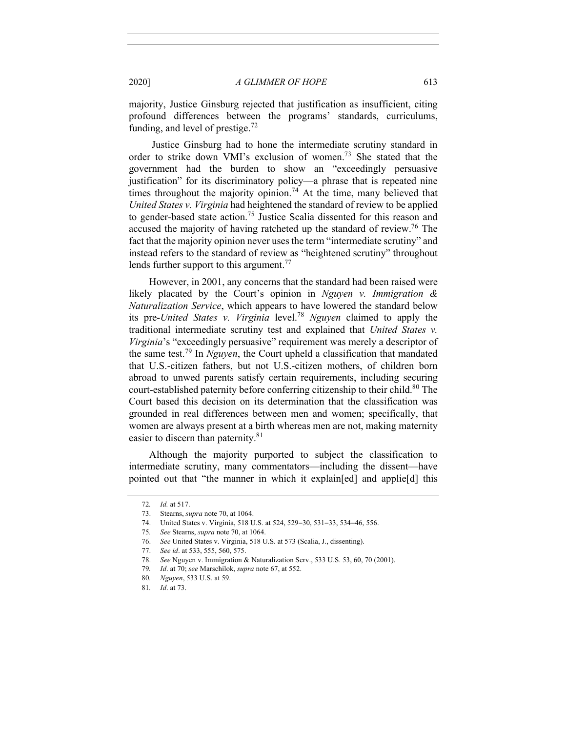majority, Justice Ginsburg rejected that justification as insufficient, citing profound differences between the programs' standards, curriculums, funding, and level of prestige.[72]

Justice Ginsburg had to hone the intermediate scrutiny standard in order to strike down VMI's exclusion of women.[73] She stated that the government had the burden to show an "exceedingly persuasive justification" for its discriminatory policy—a phrase that is repeated nine times throughout the majority opinion.[74] At the time, many believed that *United States v. Virginia* had heightened the standard of review to be applied to gender-based state action.[75] Justice Scalia dissented for this reason and accused the majority of having ratcheted up the standard of review.[76] The fact that the majority opinion never uses the term "intermediate scrutiny" and instead refers to the standard of review as "heightened scrutiny" throughout lends further support to this argument.[77]

However, in 2001, any concerns that the standard had been raised were likely placated by the Court's opinion in *Nguyen v. Immigration & Naturalization Service*, which appears to have lowered the standard below its pre-*United States v. Virginia* level.[78] *Nguyen* claimed to apply the traditional intermediate scrutiny test and explained that *United States v. Virginia*'s "exceedingly persuasive" requirement was merely a descriptor of the same test.[79] In *Nguyen*, the Court upheld a classification that mandated that U.S.-citizen fathers, but not U.S.-citizen mothers, of children born abroad to unwed parents satisfy certain requirements, including securing court-established paternity before conferring citizenship to their child.[80] The Court based this decision on its determination that the classification was grounded in real differences between men and women; specifically, that women are always present at a birth whereas men are not, making maternity easier to discern than paternity.[81]

Although the majority purported to subject the classification to intermediate scrutiny, many commentators—including the dissent—have pointed out that "the manner in which it explain[ed] and applie[d] this

---

72. *Id.* at 517.

73. Stearns, *supra* note 70, at 1064.

74. United States v. Virginia, 518 U.S. at 524, 529–30, 531–33, 534–46, 556.

75. *See* Stearns, *supra* note 70, at 1064.

76. *See* United States v. Virginia, 518 U.S. at 573 (Scalia, J., dissenting).

77. *See id*. at 533, 555, 560, 575.

78. *See* Nguyen v. Immigration & Naturalization Serv., 533 U.S. 53, 60, 70 (2001).

79. *Id*. at 70; *see* Marschilok, *supra* note 67, at 552.

80. *Nguyen*, 533 U.S. at 59.

81. *Id*. at 73.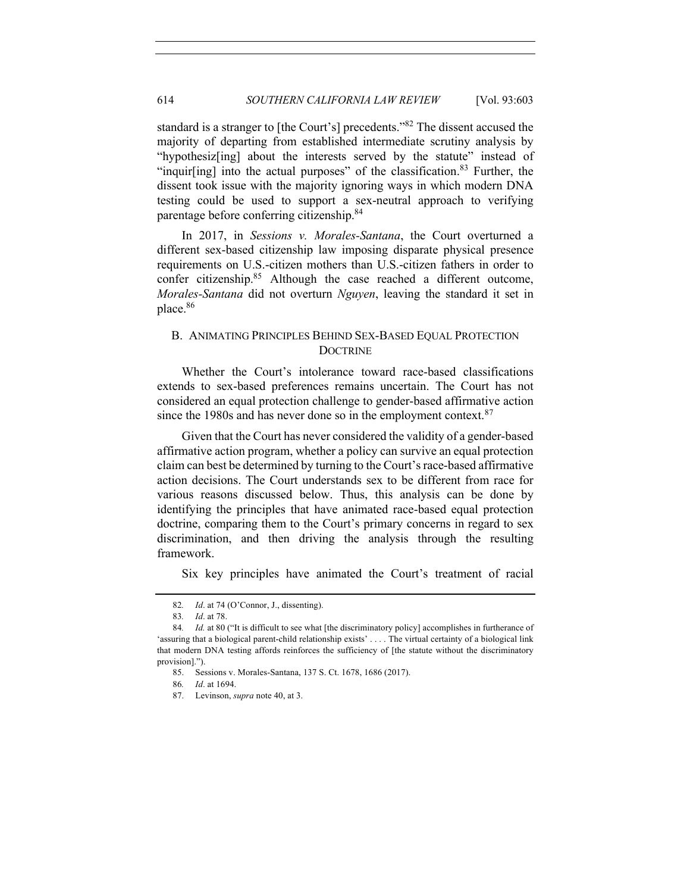standard is a stranger to [the Court's] precedents."[82] The dissent accused the majority of departing from established intermediate scrutiny analysis by "hypothesiz[ing] about the interests served by the statute" instead of "inquir[ing] into the actual purposes" of the classification.[83] Further, the dissent took issue with the majority ignoring ways in which modern DNA testing could be used to support a sex-neutral approach to verifying parentage before conferring citizenship.[84]

In 2017, in *Sessions v. Morales-Santana*, the Court overturned a different sex-based citizenship law imposing disparate physical presence requirements on U.S.-citizen mothers than U.S.-citizen fathers in order to confer citizenship.[85] Although the case reached a different outcome, *Morales-Santana* did not overturn *Nguyen*, leaving the standard it set in place.[86]

## B. ANIMATING PRINCIPLES BEHIND SEX-BASED EQUAL PROTECTION DOCTRINE

Whether the Court's intolerance toward race-based classifications extends to sex-based preferences remains uncertain. The Court has not considered an equal protection challenge to gender-based affirmative action since the 1980s and has never done so in the employment context.[87]

Given that the Court has never considered the validity of a gender-based affirmative action program, whether a policy can survive an equal protection claim can best be determined by turning to the Court's race-based affirmative action decisions. The Court understands sex to be different from race for various reasons discussed below. Thus, this analysis can be done by identifying the principles that have animated race-based equal protection doctrine, comparing them to the Court's primary concerns in regard to sex discrimination, and then driving the analysis through the resulting framework.

Six key principles have animated the Court's treatment of racial

---

82. *Id*. at 74 (O'Connor, J., dissenting).

83. *Id*. at 78.

84. *Id.* at 80 ("It is difficult to see what [the discriminatory policy] accomplishes in furtherance of 'assuring that a biological parent-child relationship exists' . . . . The virtual certainty of a biological link that modern DNA testing affords reinforces the sufficiency of [the statute without the discriminatory provision].").

85. Sessions v. Morales-Santana, 137 S. Ct. 1678, 1686 (2017).

86. *Id*. at 1694.

87. Levinson, *supra* note 40, at 3.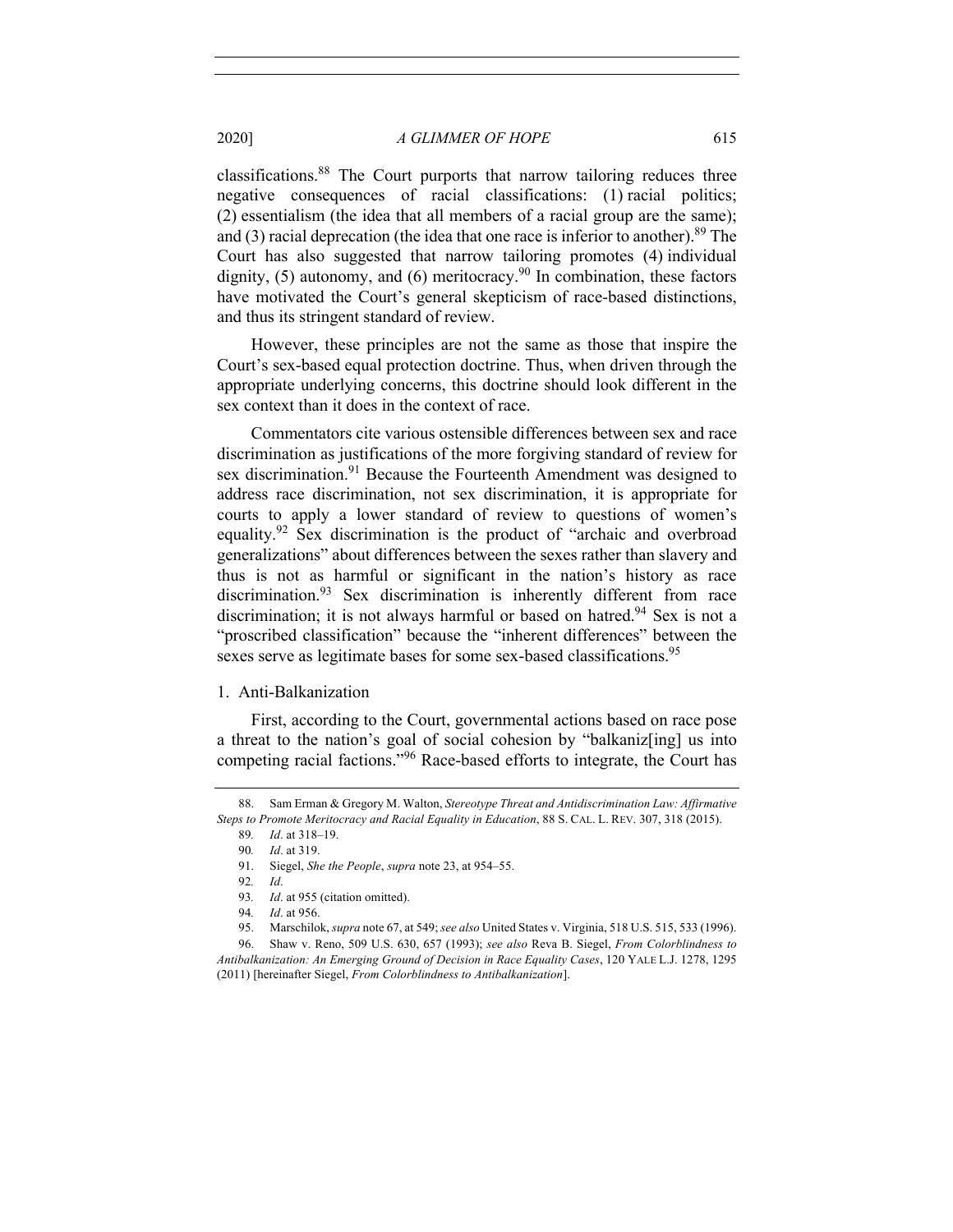classifications.[88] The Court purports that narrow tailoring reduces three negative consequences of racial classifications: (1) racial politics; (2) essentialism (the idea that all members of a racial group are the same); and (3) racial deprecation (the idea that one race is inferior to another).[89] The Court has also suggested that narrow tailoring promotes (4) individual dignity, (5) autonomy, and (6) meritocracy.[90] In combination, these factors have motivated the Court's general skepticism of race-based distinctions, and thus its stringent standard of review.

However, these principles are not the same as those that inspire the Court's sex-based equal protection doctrine. Thus, when driven through the appropriate underlying concerns, this doctrine should look different in the sex context than it does in the context of race.

Commentators cite various ostensible differences between sex and race discrimination as justifications of the more forgiving standard of review for sex discrimination.[91] Because the Fourteenth Amendment was designed to address race discrimination, not sex discrimination, it is appropriate for courts to apply a lower standard of review to questions of women's equality.[92] Sex discrimination is the product of "archaic and overbroad generalizations" about differences between the sexes rather than slavery and thus is not as harmful or significant in the nation's history as race discrimination.[93] Sex discrimination is inherently different from race discrimination; it is not always harmful or based on hatred.[94] Sex is not a "proscribed classification" because the "inherent differences" between the sexes serve as legitimate bases for some sex-based classifications.[95]

1. Anti-Balkanization

First, according to the Court, governmental actions based on race pose a threat to the nation's goal of social cohesion by "balkaniz[ing] us into competing racial factions."[96] Race-based efforts to integrate, the Court has

---

88. Sam Erman & Gregory M. Walton, *Stereotype Threat and Antidiscrimination Law: Affirmative Steps to Promote Meritocracy and Racial Equality in Education*, 88 S. CAL. L. REV. 307, 318 (2015).

89. *Id*. at 318–19.

90. *Id*. at 319.

91. Siegel, *She the People*, *supra* note 23, at 954–55.

92. *Id*.

93. *Id*. at 955 (citation omitted).

94. *Id*. at 956.

95. Marschilok, *supra* note 67, at 549; *see also* United States v. Virginia, 518 U.S. 515, 533 (1996).

96. Shaw v. Reno, 509 U.S. 630, 657 (1993); *see also* Reva B. Siegel, *From Colorblindness to Antibalkanization: An Emerging Ground of Decision in Race Equality Cases*, 120 YALE L.J. 1278, 1295 (2011) [hereinafter Siegel, *From Colorblindness to Antibalkanization*].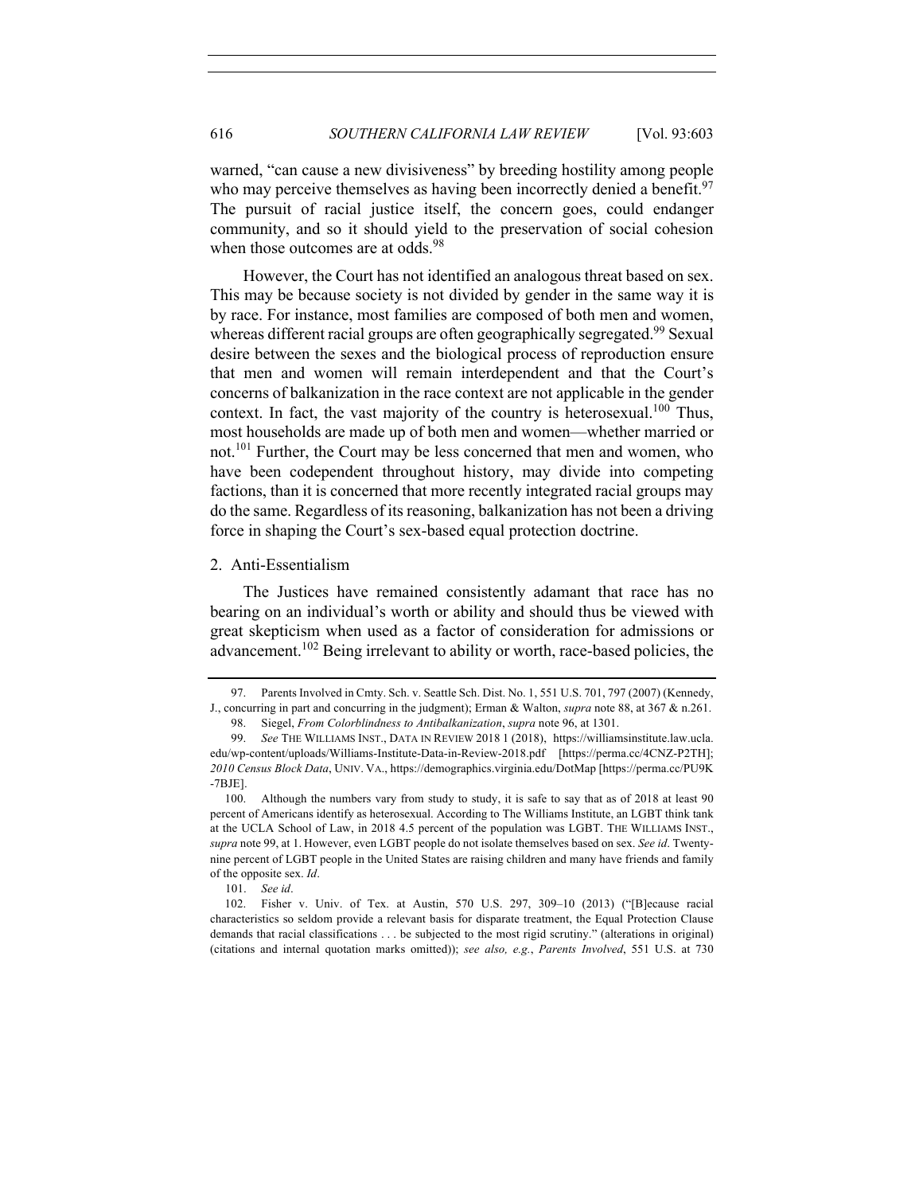warned, "can cause a new divisiveness" by breeding hostility among people who may perceive themselves as having been incorrectly denied a benefit.[97] The pursuit of racial justice itself, the concern goes, could endanger community, and so it should yield to the preservation of social cohesion when those outcomes are at odds.[98]

However, the Court has not identified an analogous threat based on sex. This may be because society is not divided by gender in the same way it is by race. For instance, most families are composed of both men and women, whereas different racial groups are often geographically segregated.[99] Sexual desire between the sexes and the biological process of reproduction ensure that men and women will remain interdependent and that the Court's concerns of balkanization in the race context are not applicable in the gender context. In fact, the vast majority of the country is heterosexual.[100] Thus, most households are made up of both men and women—whether married or not.[101] Further, the Court may be less concerned that men and women, who have been codependent throughout history, may divide into competing factions, than it is concerned that more recently integrated racial groups may do the same. Regardless of its reasoning, balkanization has not been a driving force in shaping the Court's sex-based equal protection doctrine.

### 2. Anti-Essentialism

The Justices have remained consistently adamant that race has no bearing on an individual's worth or ability and should thus be viewed with great skepticism when used as a factor of consideration for admissions or advancement.[102] Being irrelevant to ability or worth, race-based policies, the

---

97. Parents Involved in Cmty. Sch. v. Seattle Sch. Dist. No. 1, 551 U.S. 701, 797 (2007) (Kennedy, J., concurring in part and concurring in the judgment); Erman & Walton, *supra* note 88, at 367 & n.261.

98. Siegel, *From Colorblindness to Antibalkanization*, *supra* note 96, at 1301.

99. *See* THE WILLIAMS INST., DATA IN REVIEW 2018 1 (2018), https://williamsinstitute.law.ucla.edu/wp-content/uploads/Williams-Institute-Data-in-Review-2018.pdf [https://perma.cc/4CNZ-P2TH]; *2010 Census Block Data*, UNIV. VA., https://demographics.virginia.edu/DotMap [https://perma.cc/PU9K-7BJE].

100. Although the numbers vary from study to study, it is safe to say that as of 2018 at least 90 percent of Americans identify as heterosexual. According to The Williams Institute, an LGBT think tank at the UCLA School of Law, in 2018 4.5 percent of the population was LGBT. THE WILLIAMS INST., *supra* note 99, at 1. However, even LGBT people do not isolate themselves based on sex. *See id*. Twenty-nine percent of LGBT people in the United States are raising children and many have friends and family of the opposite sex. *Id*.

101. *See id*.

102. Fisher v. Univ. of Tex. at Austin, 570 U.S. 297, 309–10 (2013) ("[B]ecause racial characteristics so seldom provide a relevant basis for disparate treatment, the Equal Protection Clause demands that racial classifications . . . be subjected to the most rigid scrutiny." (alterations in original) (citations and internal quotation marks omitted)); *see also, e.g.*, *Parents Involved*, 551 U.S. at 730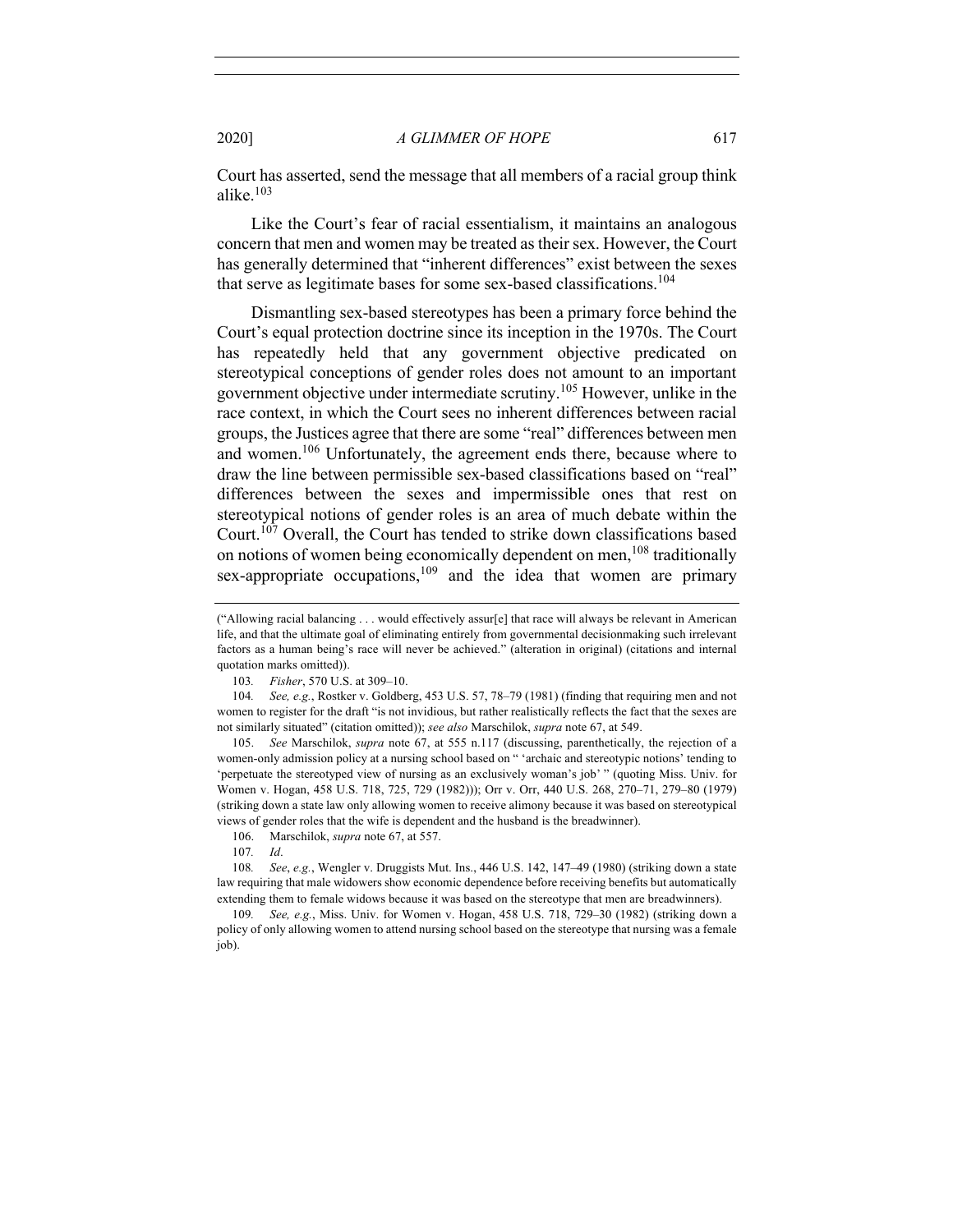Court has asserted, send the message that all members of a racial group think alike.[103]

Like the Court's fear of racial essentialism, it maintains an analogous concern that men and women may be treated as their sex. However, the Court has generally determined that "inherent differences" exist between the sexes that serve as legitimate bases for some sex-based classifications.[104]

Dismantling sex-based stereotypes has been a primary force behind the Court's equal protection doctrine since its inception in the 1970s. The Court has repeatedly held that any government objective predicated on stereotypical conceptions of gender roles does not amount to an important government objective under intermediate scrutiny.[105] However, unlike in the race context, in which the Court sees no inherent differences between racial groups, the Justices agree that there are some "real" differences between men and women.[106] Unfortunately, the agreement ends there, because where to draw the line between permissible sex-based classifications based on "real" differences between the sexes and impermissible ones that rest on stereotypical notions of gender roles is an area of much debate within the Court.[107] Overall, the Court has tended to strike down classifications based on notions of women being economically dependent on men,[108] traditionally sex-appropriate occupations,[109] and the idea that women are primary

---

("Allowing racial balancing . . . would effectively assur[e] that race will always be relevant in American life, and that the ultimate goal of eliminating entirely from governmental decisionmaking such irrelevant factors as a human being's race will never be achieved." (alteration in original) (citations and internal quotation marks omitted)).

103. *Fisher*, 570 U.S. at 309–10.

104. *See, e.g.*, Rostker v. Goldberg, 453 U.S. 57, 78–79 (1981) (finding that requiring men and not women to register for the draft "is not invidious, but rather realistically reflects the fact that the sexes are not similarly situated" (citation omitted)); *see also* Marschilok, *supra* note 67, at 549.

105. *See* Marschilok, *supra* note 67, at 555 n.117 (discussing, parenthetically, the rejection of a women-only admission policy at a nursing school based on " 'archaic and stereotypic notions' tending to 'perpetuate the stereotyped view of nursing as an exclusively woman's job' " (quoting Miss. Univ. for Women v. Hogan, 458 U.S. 718, 725, 729 (1982))); Orr v. Orr, 440 U.S. 268, 270–71, 279–80 (1979) (striking down a state law only allowing women to receive alimony because it was based on stereotypical views of gender roles that the wife is dependent and the husband is the breadwinner).

106. Marschilok, *supra* note 67, at 557.

107. *Id*.

108. *See*, *e.g.*, Wengler v. Druggists Mut. Ins., 446 U.S. 142, 147–49 (1980) (striking down a state law requiring that male widowers show economic dependence before receiving benefits but automatically extending them to female widows because it was based on the stereotype that men are breadwinners).

109. *See, e.g.*, Miss. Univ. for Women v. Hogan, 458 U.S. 718, 729–30 (1982) (striking down a policy of only allowing women to attend nursing school based on the stereotype that nursing was a female job).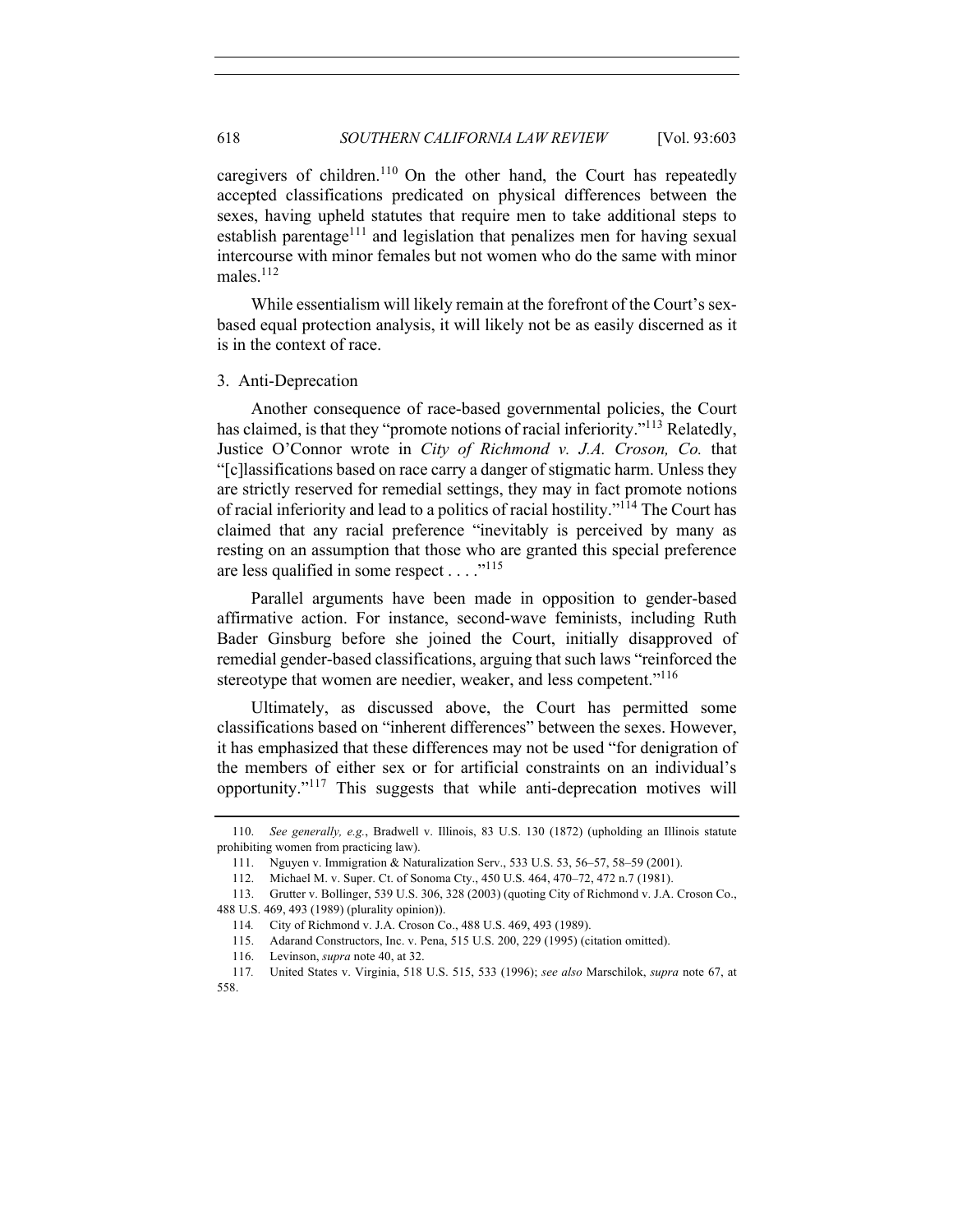caregivers of children.[110] On the other hand, the Court has repeatedly accepted classifications predicated on physical differences between the sexes, having upheld statutes that require men to take additional steps to establish parentage[111] and legislation that penalizes men for having sexual intercourse with minor females but not women who do the same with minor males.[112]

While essentialism will likely remain at the forefront of the Court's sex-based equal protection analysis, it will likely not be as easily discerned as it is in the context of race.

### 3. Anti-Deprecation

Another consequence of race-based governmental policies, the Court has claimed, is that they "promote notions of racial inferiority."[113] Relatedly, Justice O'Connor wrote in *City of Richmond v. J.A. Croson, Co.* that "[c]lassifications based on race carry a danger of stigmatic harm. Unless they are strictly reserved for remedial settings, they may in fact promote notions of racial inferiority and lead to a politics of racial hostility."[114] The Court has claimed that any racial preference "inevitably is perceived by many as resting on an assumption that those who are granted this special preference are less qualified in some respect . . . ."[115]

Parallel arguments have been made in opposition to gender-based affirmative action. For instance, second-wave feminists, including Ruth Bader Ginsburg before she joined the Court, initially disapproved of remedial gender-based classifications, arguing that such laws "reinforced the stereotype that women are needier, weaker, and less competent."[116]

Ultimately, as discussed above, the Court has permitted some classifications based on "inherent differences" between the sexes. However, it has emphasized that these differences may not be used "for denigration of the members of either sex or for artificial constraints on an individual's opportunity."[117] This suggests that while anti-deprecation motives will

---

110. *See generally, e.g.*, Bradwell v. Illinois, 83 U.S. 130 (1872) (upholding an Illinois statute prohibiting women from practicing law).

111. Nguyen v. Immigration & Naturalization Serv., 533 U.S. 53, 56–57, 58–59 (2001).

112. Michael M. v. Super. Ct. of Sonoma Cty., 450 U.S. 464, 470–72, 472 n.7 (1981).

113. Grutter v. Bollinger, 539 U.S. 306, 328 (2003) (quoting City of Richmond v. J.A. Croson Co., 488 U.S. 469, 493 (1989) (plurality opinion)).

114. City of Richmond v. J.A. Croson Co., 488 U.S. 469, 493 (1989).

115. Adarand Constructors, Inc. v. Pena, 515 U.S. 200, 229 (1995) (citation omitted).

116. Levinson, *supra* note 40, at 32.

117. United States v. Virginia, 518 U.S. 515, 533 (1996); *see also* Marschilok, *supra* note 67, at 558.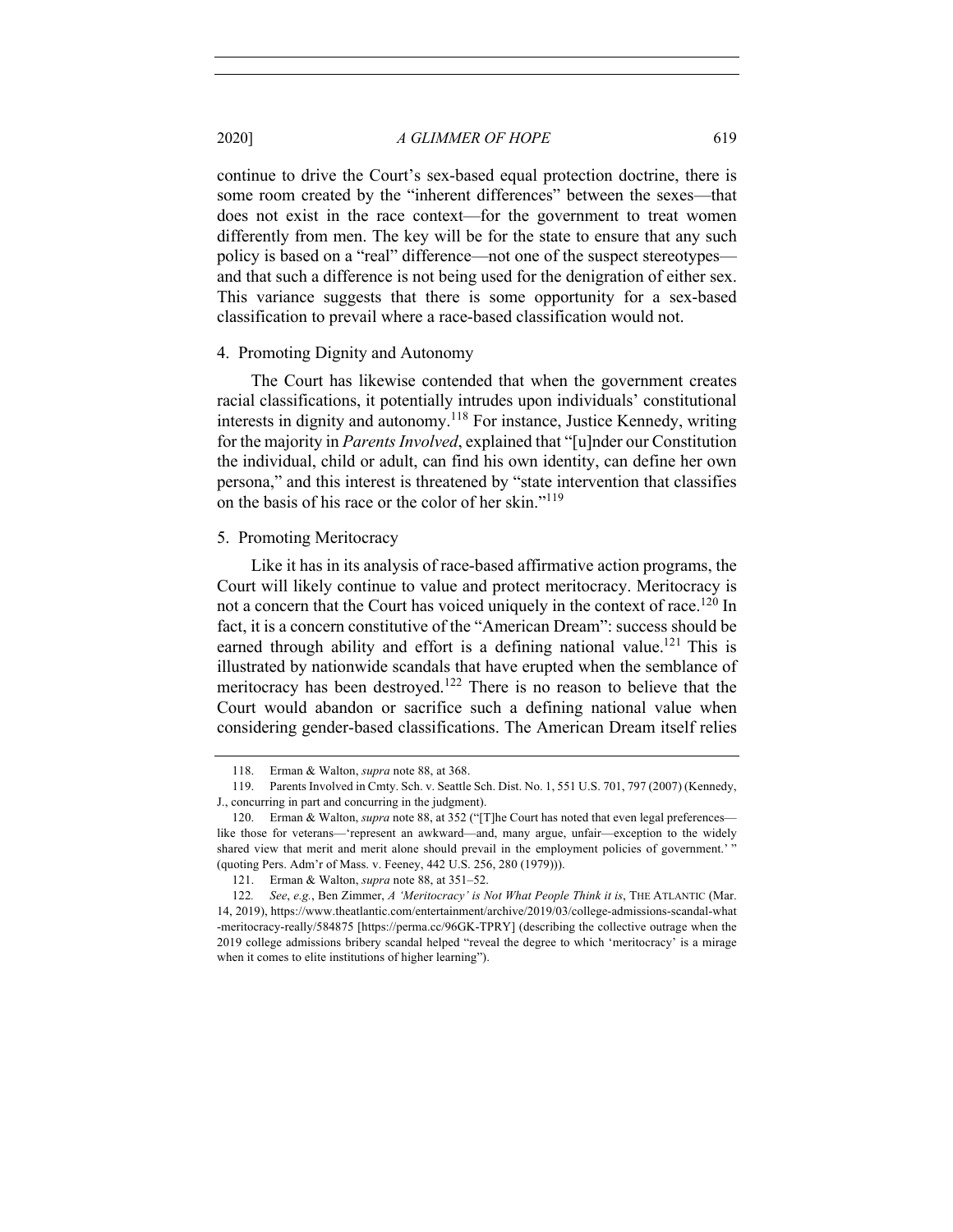continue to drive the Court's sex-based equal protection doctrine, there is some room created by the "inherent differences" between the sexes—that does not exist in the race context—for the government to treat women differently from men. The key will be for the state to ensure that any such policy is based on a "real" difference—not one of the suspect stereotypes—and that such a difference is not being used for the denigration of either sex. This variance suggests that there is some opportunity for a sex-based classification to prevail where a race-based classification would not.

#### 4. Promoting Dignity and Autonomy

The Court has likewise contended that when the government creates racial classifications, it potentially intrudes upon individuals' constitutional interests in dignity and autonomy.[118] For instance, Justice Kennedy, writing for the majority in *Parents Involved*, explained that "[u]nder our Constitution the individual, child or adult, can find his own identity, can define her own persona," and this interest is threatened by "state intervention that classifies on the basis of his race or the color of her skin."[119]

#### 5. Promoting Meritocracy

Like it has in its analysis of race-based affirmative action programs, the Court will likely continue to value and protect meritocracy. Meritocracy is not a concern that the Court has voiced uniquely in the context of race.[120] In fact, it is a concern constitutive of the "American Dream": success should be earned through ability and effort is a defining national value.[121] This is illustrated by nationwide scandals that have erupted when the semblance of meritocracy has been destroyed.[122] There is no reason to believe that the Court would abandon or sacrifice such a defining national value when considering gender-based classifications. The American Dream itself relies

---

118. Erman & Walton, *supra* note 88, at 368.

119. Parents Involved in Cmty. Sch. v. Seattle Sch. Dist. No. 1, 551 U.S. 701, 797 (2007) (Kennedy, J., concurring in part and concurring in the judgment).

120. Erman & Walton, *supra* note 88, at 352 ("[T]he Court has noted that even legal preferences—like those for veterans—'represent an awkward—and, many argue, unfair—exception to the widely shared view that merit and merit alone should prevail in the employment policies of government.' " (quoting Pers. Adm'r of Mass. v. Feeney, 442 U.S. 256, 280 (1979))).

121. Erman & Walton, *supra* note 88, at 351–52.

122. *See*, *e.g.*, Ben Zimmer, *A 'Meritocracy' is Not What People Think it is*, THE ATLANTIC (Mar. 14, 2019), https://www.theatlantic.com/entertainment/archive/2019/03/college-admissions-scandal-what-meritocracy-really/584875 [https://perma.cc/96GK-TPRY] (describing the collective outrage when the 2019 college admissions bribery scandal helped "reveal the degree to which 'meritocracy' is a mirage when it comes to elite institutions of higher learning").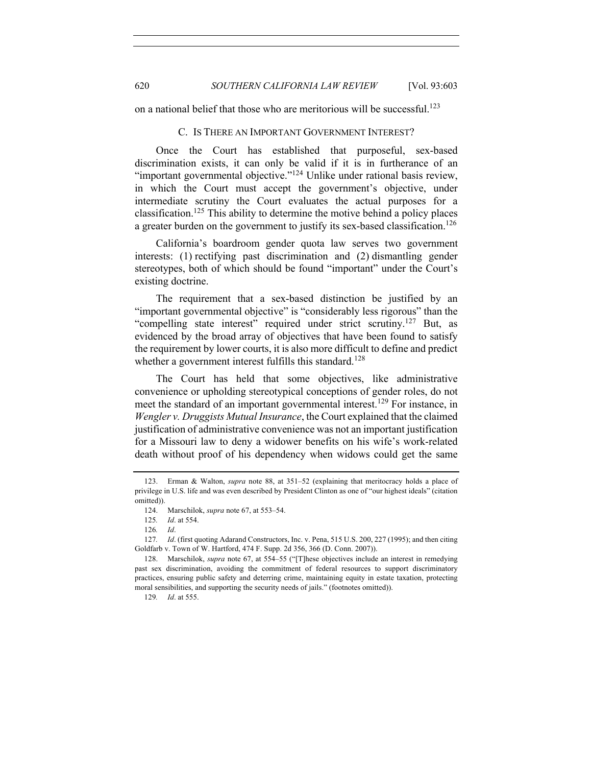on a national belief that those who are meritorious will be successful.[123]

### C. IS THERE AN IMPORTANT GOVERNMENT INTEREST?

Once the Court has established that purposeful, sex-based discrimination exists, it can only be valid if it is in furtherance of an "important governmental objective."[124] Unlike under rational basis review, in which the Court must accept the government's objective, under intermediate scrutiny the Court evaluates the actual purposes for a classification.[125] This ability to determine the motive behind a policy places a greater burden on the government to justify its sex-based classification.[126]

California's boardroom gender quota law serves two government interests: (1) rectifying past discrimination and (2) dismantling gender stereotypes, both of which should be found "important" under the Court's existing doctrine.

The requirement that a sex-based distinction be justified by an "important governmental objective" is "considerably less rigorous" than the "compelling state interest" required under strict scrutiny.[127] But, as evidenced by the broad array of objectives that have been found to satisfy the requirement by lower courts, it is also more difficult to define and predict whether a government interest fulfills this standard.[128]

The Court has held that some objectives, like administrative convenience or upholding stereotypical conceptions of gender roles, do not meet the standard of an important governmental interest.[129] For instance, in *Wengler v. Druggists Mutual Insurance*, the Court explained that the claimed justification of administrative convenience was not an important justification for a Missouri law to deny a widower benefits on his wife's work-related death without proof of his dependency when widows could get the same

---

123. Erman & Walton, *supra* note 88, at 351–52 (explaining that meritocracy holds a place of privilege in U.S. life and was even described by President Clinton as one of "our highest ideals" (citation omitted)).

124. Marschilok, *supra* note 67, at 553–54.

125. *Id*. at 554.

126. *Id*.

127. *Id*. (first quoting Adarand Constructors, Inc. v. Pena, 515 U.S. 200, 227 (1995); and then citing Goldfarb v. Town of W. Hartford, 474 F. Supp. 2d 356, 366 (D. Conn. 2007)).

128. Marschilok, *supra* note 67, at 554–55 ("[T]hese objectives include an interest in remedying past sex discrimination, avoiding the commitment of federal resources to support discriminatory practices, ensuring public safety and deterring crime, maintaining equity in estate taxation, protecting moral sensibilities, and supporting the security needs of jails." (footnotes omitted)).

129. *Id*. at 555.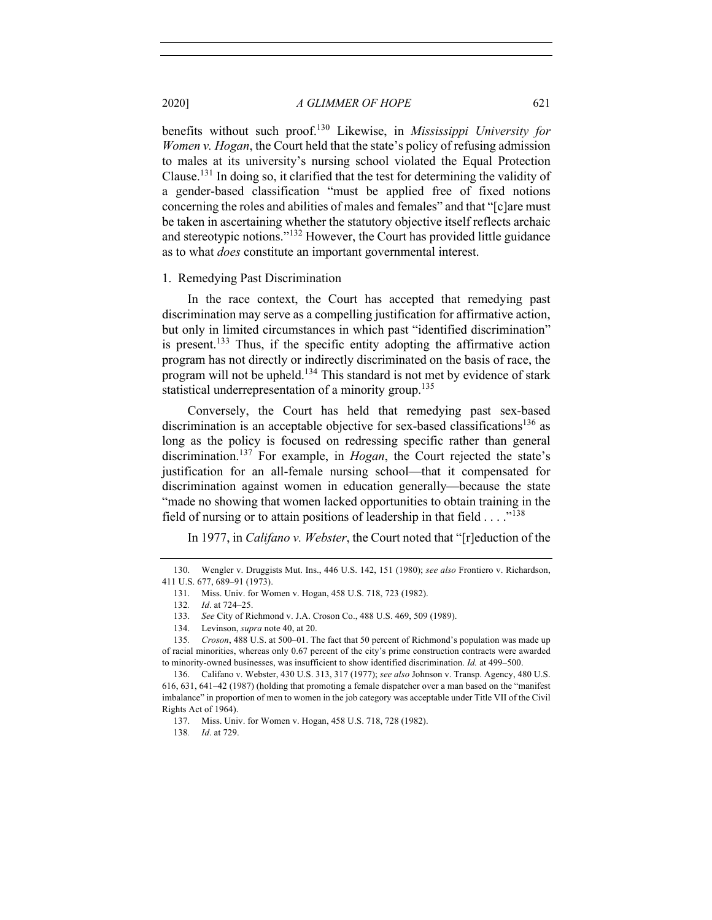benefits without such proof.[130] Likewise, in *Mississippi University for Women v. Hogan*, the Court held that the state's policy of refusing admission to males at its university's nursing school violated the Equal Protection Clause.[131] In doing so, it clarified that the test for determining the validity of a gender-based classification "must be applied free of fixed notions concerning the roles and abilities of males and females" and that "[c]are must be taken in ascertaining whether the statutory objective itself reflects archaic and stereotypic notions."[132] However, the Court has provided little guidance as to what *does* constitute an important governmental interest.

1. Remedying Past Discrimination

In the race context, the Court has accepted that remedying past discrimination may serve as a compelling justification for affirmative action, but only in limited circumstances in which past "identified discrimination" is present.[133] Thus, if the specific entity adopting the affirmative action program has not directly or indirectly discriminated on the basis of race, the program will not be upheld.[134] This standard is not met by evidence of stark statistical underrepresentation of a minority group.[135]

Conversely, the Court has held that remedying past sex-based discrimination is an acceptable objective for sex-based classifications[136] as long as the policy is focused on redressing specific rather than general discrimination.[137] For example, in *Hogan*, the Court rejected the state's justification for an all-female nursing school—that it compensated for discrimination against women in education generally—because the state "made no showing that women lacked opportunities to obtain training in the field of nursing or to attain positions of leadership in that field . . . ."[138]

In 1977, in *Califano v. Webster*, the Court noted that "[r]eduction of the

---

130. Wengler v. Druggists Mut. Ins., 446 U.S. 142, 151 (1980); *see also* Frontiero v. Richardson, 411 U.S. 677, 689–91 (1973).

131. Miss. Univ. for Women v. Hogan, 458 U.S. 718, 723 (1982).

132. *Id*. at 724–25.

133. *See* City of Richmond v. J.A. Croson Co., 488 U.S. 469, 509 (1989).

134. Levinson, *supra* note 40, at 20.

135. *Croson*, 488 U.S. at 500–01. The fact that 50 percent of Richmond's population was made up of racial minorities, whereas only 0.67 percent of the city's prime construction contracts were awarded to minority-owned businesses, was insufficient to show identified discrimination. *Id.* at 499–500.

136. Califano v. Webster, 430 U.S. 313, 317 (1977); *see also* Johnson v. Transp. Agency, 480 U.S. 616, 631, 641–42 (1987) (holding that promoting a female dispatcher over a man based on the "manifest imbalance" in proportion of men to women in the job category was acceptable under Title VII of the Civil Rights Act of 1964).

137. Miss. Univ. for Women v. Hogan, 458 U.S. 718, 728 (1982).

138. *Id*. at 729.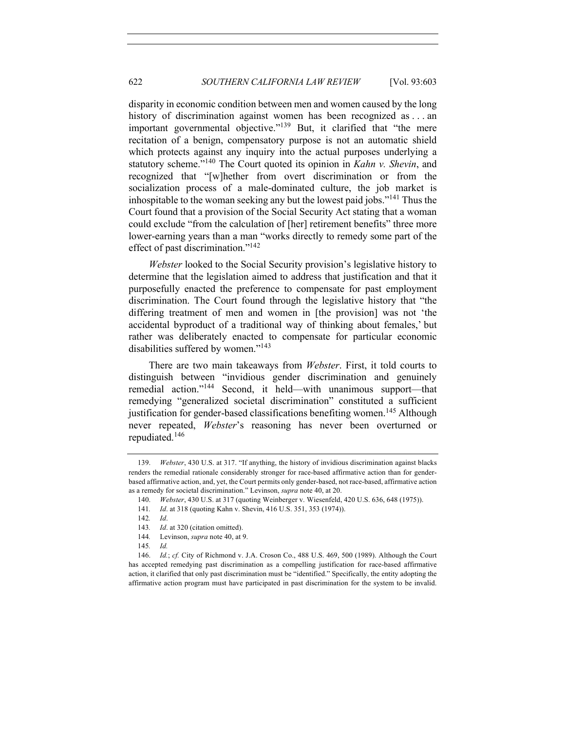disparity in economic condition between men and women caused by the long history of discrimination against women has been recognized as . . . an important governmental objective."[139] But, it clarified that "the mere recitation of a benign, compensatory purpose is not an automatic shield which protects against any inquiry into the actual purposes underlying a statutory scheme."[140] The Court quoted its opinion in *Kahn v. Shevin*, and recognized that "[w]hether from overt discrimination or from the socialization process of a male-dominated culture, the job market is inhospitable to the woman seeking any but the lowest paid jobs."[141] Thus the Court found that a provision of the Social Security Act stating that a woman could exclude "from the calculation of [her] retirement benefits" three more lower-earning years than a man "works directly to remedy some part of the effect of past discrimination."[142]

*Webster* looked to the Social Security provision's legislative history to determine that the legislation aimed to address that justification and that it purposefully enacted the preference to compensate for past employment discrimination. The Court found through the legislative history that "the differing treatment of men and women in [the provision] was not 'the accidental byproduct of a traditional way of thinking about females,' but rather was deliberately enacted to compensate for particular economic disabilities suffered by women."[143]

There are two main takeaways from *Webster*. First, it told courts to distinguish between "invidious gender discrimination and genuinely remedial action."[144] Second, it held—with unanimous support—that remedying "generalized societal discrimination" constituted a sufficient justification for gender-based classifications benefiting women.[145] Although never repeated, *Webster*'s reasoning has never been overturned or repudiated.[146]

---

139. *Webster*, 430 U.S. at 317. "If anything, the history of invidious discrimination against blacks renders the remedial rationale considerably stronger for race-based affirmative action than for gender-based affirmative action, and, yet, the Court permits only gender-based, not race-based, affirmative action as a remedy for societal discrimination." Levinson, *supra* note 40, at 20.

140. *Webster*, 430 U.S. at 317 (quoting Weinberger v. Wiesenfeld, 420 U.S. 636, 648 (1975)).

141. *Id*. at 318 (quoting Kahn v. Shevin, 416 U.S. 351, 353 (1974)).

142. *Id*.

143. *Id*. at 320 (citation omitted).

144. Levinson, *supra* note 40, at 9.

145. *Id.*

146. *Id.*; *cf.* City of Richmond v. J.A. Croson Co., 488 U.S. 469, 500 (1989). Although the Court has accepted remedying past discrimination as a compelling justification for race-based affirmative action, it clarified that only past discrimination must be "identified." Specifically, the entity adopting the affirmative action program must have participated in past discrimination for the system to be invalid.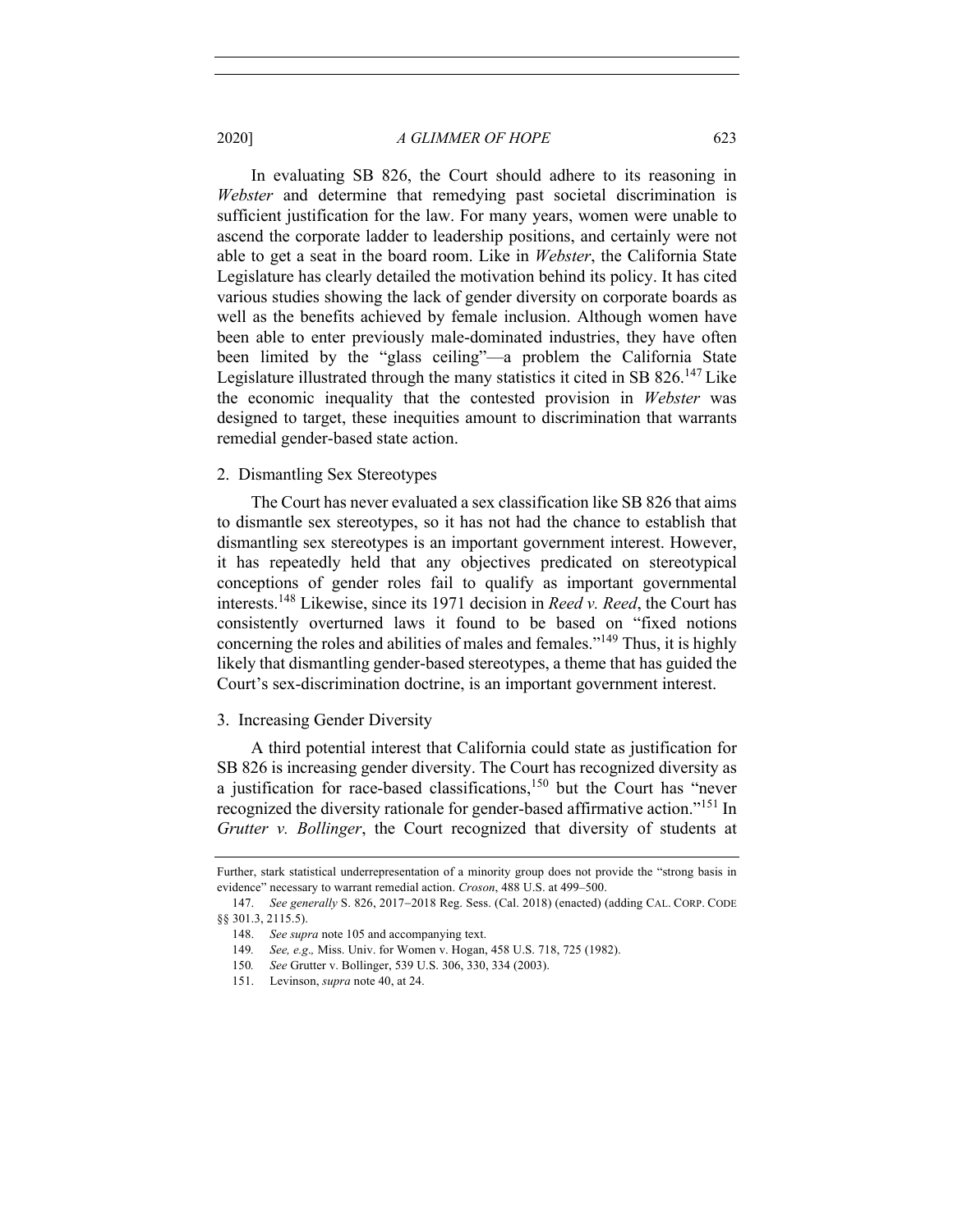In evaluating SB 826, the Court should adhere to its reasoning in *Webster* and determine that remedying past societal discrimination is sufficient justification for the law. For many years, women were unable to ascend the corporate ladder to leadership positions, and certainly were not able to get a seat in the board room. Like in *Webster*, the California State Legislature has clearly detailed the motivation behind its policy. It has cited various studies showing the lack of gender diversity on corporate boards as well as the benefits achieved by female inclusion. Although women have been able to enter previously male-dominated industries, they have often been limited by the "glass ceiling"—a problem the California State Legislature illustrated through the many statistics it cited in SB 826.[147] Like the economic inequality that the contested provision in *Webster* was designed to target, these inequities amount to discrimination that warrants remedial gender-based state action.

### 2. Dismantling Sex Stereotypes

The Court has never evaluated a sex classification like SB 826 that aims to dismantle sex stereotypes, so it has not had the chance to establish that dismantling sex stereotypes is an important government interest. However, it has repeatedly held that any objectives predicated on stereotypical conceptions of gender roles fail to qualify as important governmental interests.[148] Likewise, since its 1971 decision in *Reed v. Reed*, the Court has consistently overturned laws it found to be based on "fixed notions concerning the roles and abilities of males and females."[149] Thus, it is highly likely that dismantling gender-based stereotypes, a theme that has guided the Court's sex-discrimination doctrine, is an important government interest.

### 3. Increasing Gender Diversity

A third potential interest that California could state as justification for SB 826 is increasing gender diversity. The Court has recognized diversity as a justification for race-based classifications,[150] but the Court has "never recognized the diversity rationale for gender-based affirmative action."[151] In *Grutter v. Bollinger*, the Court recognized that diversity of students at

---

Further, stark statistical underrepresentation of a minority group does not provide the "strong basis in evidence" necessary to warrant remedial action. *Croson*, 488 U.S. at 499–500.

147. *See generally* S. 826, 2017–2018 Reg. Sess. (Cal. 2018) (enacted) (adding CAL. CORP. CODE §§ 301.3, 2115.5).

148. *See supra* note 105 and accompanying text.

149. *See, e.g.,* Miss. Univ. for Women v. Hogan, 458 U.S. 718, 725 (1982).

150. *See* Grutter v. Bollinger, 539 U.S. 306, 330, 334 (2003).

151. Levinson, *supra* note 40, at 24.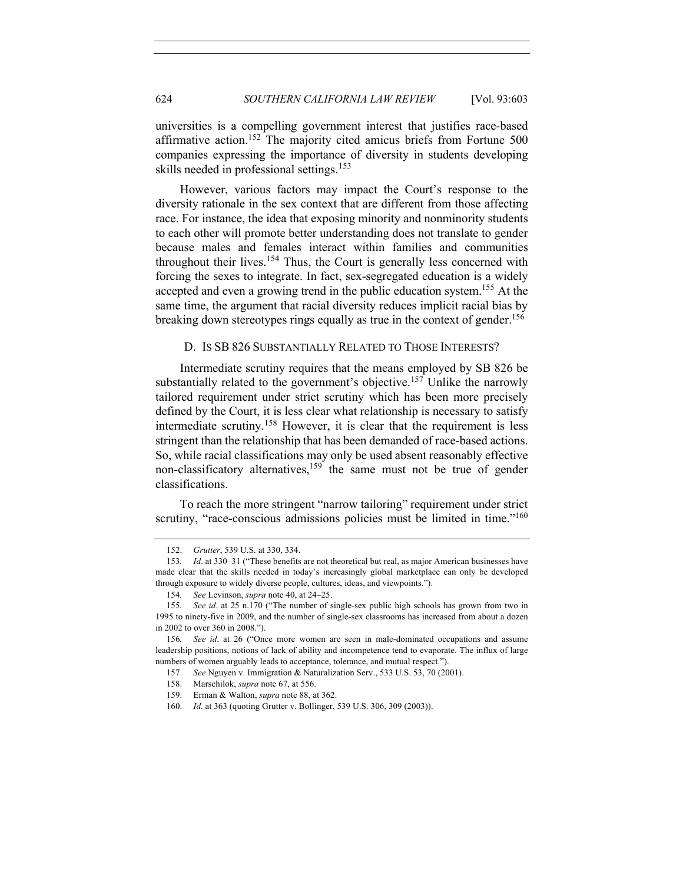universities is a compelling government interest that justifies race-based affirmative action.[152] The majority cited amicus briefs from Fortune 500 companies expressing the importance of diversity in students developing skills needed in professional settings.[153]

However, various factors may impact the Court's response to the diversity rationale in the sex context that are different from those affecting race. For instance, the idea that exposing minority and nonminority students to each other will promote better understanding does not translate to gender because males and females interact within families and communities throughout their lives.[154] Thus, the Court is generally less concerned with forcing the sexes to integrate. In fact, sex-segregated education is a widely accepted and even a growing trend in the public education system.[155] At the same time, the argument that racial diversity reduces implicit racial bias by breaking down stereotypes rings equally as true in the context of gender.[156]

### D. IS SB 826 SUBSTANTIALLY RELATED TO THOSE INTERESTS?

Intermediate scrutiny requires that the means employed by SB 826 be substantially related to the government's objective.[157] Unlike the narrowly tailored requirement under strict scrutiny which has been more precisely defined by the Court, it is less clear what relationship is necessary to satisfy intermediate scrutiny.[158] However, it is clear that the requirement is less stringent than the relationship that has been demanded of race-based actions. So, while racial classifications may only be used absent reasonably effective non-classificatory alternatives,[159] the same must not be true of gender classifications.

To reach the more stringent "narrow tailoring" requirement under strict scrutiny, "race-conscious admissions policies must be limited in time."[160]

---

152. *Grutter*, 539 U.S. at 330, 334.

153. *Id*. at 330–31 ("These benefits are not theoretical but real, as major American businesses have made clear that the skills needed in today's increasingly global marketplace can only be developed through exposure to widely diverse people, cultures, ideas, and viewpoints.").

154. *See* Levinson, *supra* note 40, at 24–25.

155. *See id*. at 25 n.170 ("The number of single-sex public high schools has grown from two in 1995 to ninety-five in 2009, and the number of single-sex classrooms has increased from about a dozen in 2002 to over 360 in 2008.").

156. *See id*. at 26 ("Once more women are seen in male-dominated occupations and assume leadership positions, notions of lack of ability and incompetence tend to evaporate. The influx of large numbers of women arguably leads to acceptance, tolerance, and mutual respect.").

157. *See* Nguyen v. Immigration & Naturalization Serv., 533 U.S. 53, 70 (2001).

158. Marschilok, *supra* note 67, at 556.

159. Erman & Walton, *supra* note 88, at 362.

160. *Id*. at 363 (quoting Grutter v. Bollinger, 539 U.S. 306, 309 (2003)).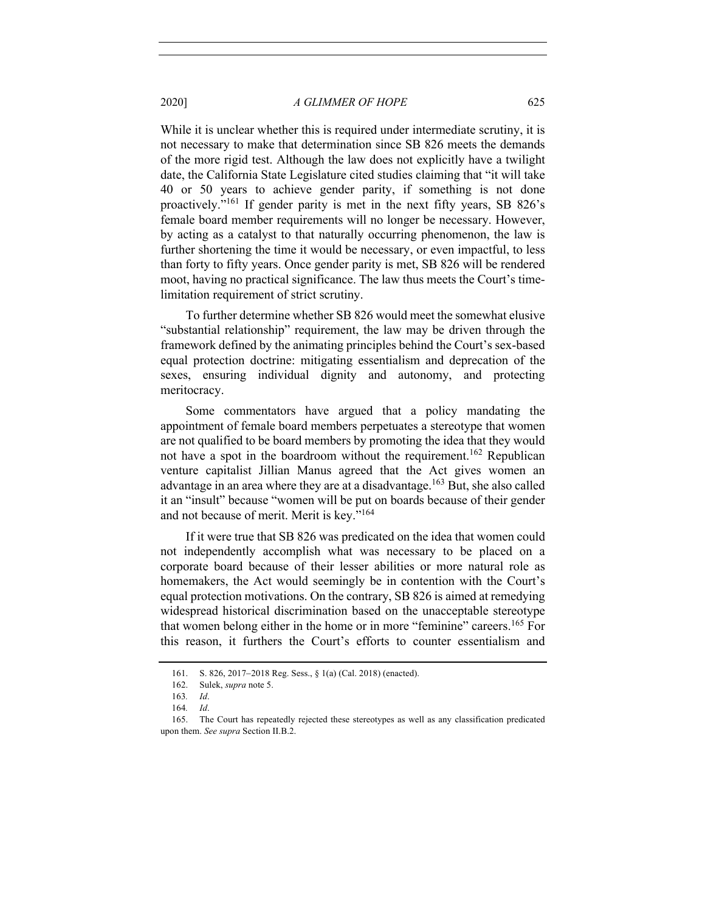While it is unclear whether this is required under intermediate scrutiny, it is not necessary to make that determination since SB 826 meets the demands of the more rigid test. Although the law does not explicitly have a twilight date, the California State Legislature cited studies claiming that "it will take 40 or 50 years to achieve gender parity, if something is not done proactively."[161] If gender parity is met in the next fifty years, SB 826's female board member requirements will no longer be necessary. However, by acting as a catalyst to that naturally occurring phenomenon, the law is further shortening the time it would be necessary, or even impactful, to less than forty to fifty years. Once gender parity is met, SB 826 will be rendered moot, having no practical significance. The law thus meets the Court's time-limitation requirement of strict scrutiny.

To further determine whether SB 826 would meet the somewhat elusive "substantial relationship" requirement, the law may be driven through the framework defined by the animating principles behind the Court's sex-based equal protection doctrine: mitigating essentialism and deprecation of the sexes, ensuring individual dignity and autonomy, and protecting meritocracy.

Some commentators have argued that a policy mandating the appointment of female board members perpetuates a stereotype that women are not qualified to be board members by promoting the idea that they would not have a spot in the boardroom without the requirement.[162] Republican venture capitalist Jillian Manus agreed that the Act gives women an advantage in an area where they are at a disadvantage.[163] But, she also called it an "insult" because "women will be put on boards because of their gender and not because of merit. Merit is key."[164]

If it were true that SB 826 was predicated on the idea that women could not independently accomplish what was necessary to be placed on a corporate board because of their lesser abilities or more natural role as homemakers, the Act would seemingly be in contention with the Court's equal protection motivations. On the contrary, SB 826 is aimed at remedying widespread historical discrimination based on the unacceptable stereotype that women belong either in the home or in more "feminine" careers.[165] For this reason, it furthers the Court's efforts to counter essentialism and

---

161. S. 826, 2017–2018 Reg. Sess., § 1(a) (Cal. 2018) (enacted).

162. Sulek, *supra* note 5.

163. *Id*.

164. *Id*.

165. The Court has repeatedly rejected these stereotypes as well as any classification predicated upon them. *See supra* Section II.B.2.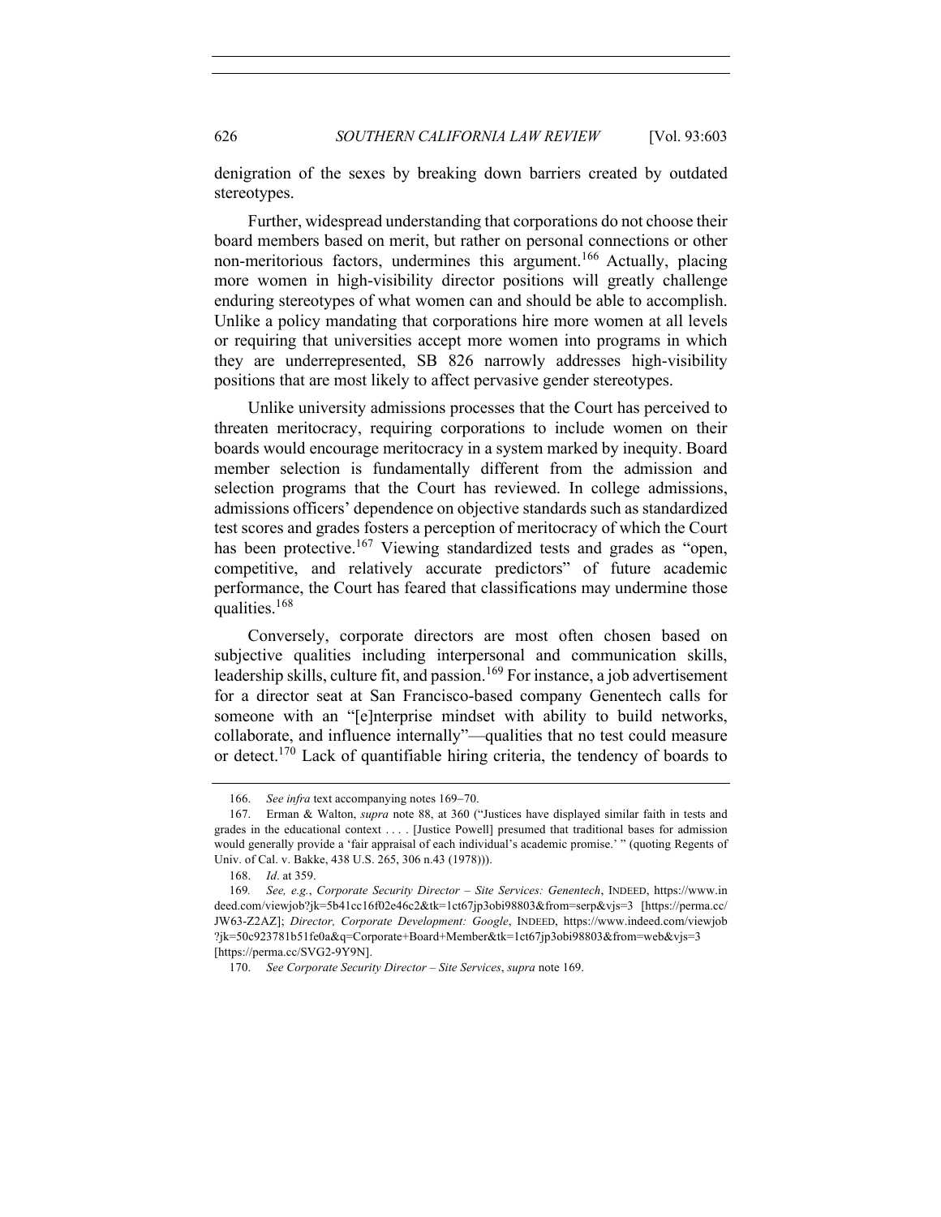denigration of the sexes by breaking down barriers created by outdated stereotypes.

Further, widespread understanding that corporations do not choose their board members based on merit, but rather on personal connections or other non-meritorious factors, undermines this argument.[166] Actually, placing more women in high-visibility director positions will greatly challenge enduring stereotypes of what women can and should be able to accomplish. Unlike a policy mandating that corporations hire more women at all levels or requiring that universities accept more women into programs in which they are underrepresented, SB 826 narrowly addresses high-visibility positions that are most likely to affect pervasive gender stereotypes.

Unlike university admissions processes that the Court has perceived to threaten meritocracy, requiring corporations to include women on their boards would encourage meritocracy in a system marked by inequity. Board member selection is fundamentally different from the admission and selection programs that the Court has reviewed. In college admissions, admissions officers' dependence on objective standards such as standardized test scores and grades fosters a perception of meritocracy of which the Court has been protective.[167] Viewing standardized tests and grades as "open, competitive, and relatively accurate predictors" of future academic performance, the Court has feared that classifications may undermine those qualities.[168]

Conversely, corporate directors are most often chosen based on subjective qualities including interpersonal and communication skills, leadership skills, culture fit, and passion.[169] For instance, a job advertisement for a director seat at San Francisco-based company Genentech calls for someone with an "[e]nterprise mindset with ability to build networks, collaborate, and influence internally"—qualities that no test could measure or detect.[170] Lack of quantifiable hiring criteria, the tendency of boards to

---

166. *See infra* text accompanying notes 169–70.

167. Erman & Walton, *supra* note 88, at 360 ("Justices have displayed similar faith in tests and grades in the educational context . . . . [Justice Powell] presumed that traditional bases for admission would generally provide a 'fair appraisal of each individual's academic promise.' " (quoting Regents of Univ. of Cal. v. Bakke, 438 U.S. 265, 306 n.43 (1978))).

168. *Id*. at 359.

169. *See, e.g.*, *Corporate Security Director – Site Services: Genentech*, INDEED, https://www.indeed.com/viewjob?jk=5b41cc16f02e46c2&tk=1ct67jp3obi98803&from=serp&vjs=3 [https://perma.cc/JW63-Z2AZ]; *Director, Corporate Development: Google*, INDEED, https://www.indeed.com/viewjob?jk=50c923781b51fe0a&q=Corporate+Board+Member&tk=1ct67jp3obi98803&from=web&vjs=3 [https://perma.cc/SVG2-9Y9N].

170. *See Corporate Security Director – Site Services*, *supra* note 169.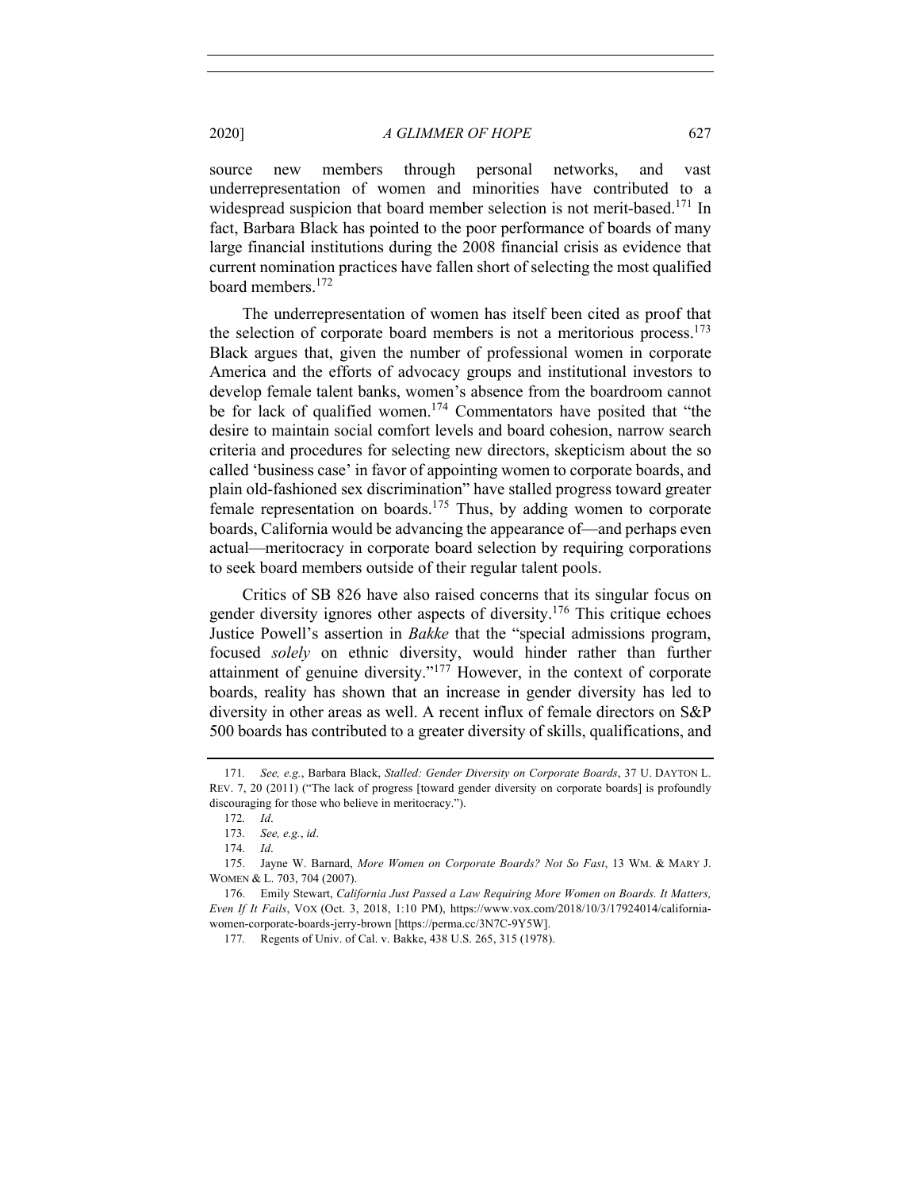source new members through personal networks, and vast underrepresentation of women and minorities have contributed to a widespread suspicion that board member selection is not merit-based.[171] In fact, Barbara Black has pointed to the poor performance of boards of many large financial institutions during the 2008 financial crisis as evidence that current nomination practices have fallen short of selecting the most qualified board members.[172]

The underrepresentation of women has itself been cited as proof that the selection of corporate board members is not a meritorious process.[173] Black argues that, given the number of professional women in corporate America and the efforts of advocacy groups and institutional investors to develop female talent banks, women's absence from the boardroom cannot be for lack of qualified women.[174] Commentators have posited that "the desire to maintain social comfort levels and board cohesion, narrow search criteria and procedures for selecting new directors, skepticism about the so called 'business case' in favor of appointing women to corporate boards, and plain old-fashioned sex discrimination" have stalled progress toward greater female representation on boards.[175] Thus, by adding women to corporate boards, California would be advancing the appearance of—and perhaps even actual—meritocracy in corporate board selection by requiring corporations to seek board members outside of their regular talent pools.

Critics of SB 826 have also raised concerns that its singular focus on gender diversity ignores other aspects of diversity.[176] This critique echoes Justice Powell's assertion in *Bakke* that the "special admissions program, focused *solely* on ethnic diversity, would hinder rather than further attainment of genuine diversity."[177] However, in the context of corporate boards, reality has shown that an increase in gender diversity has led to diversity in other areas as well. A recent influx of female directors on S&P 500 boards has contributed to a greater diversity of skills, qualifications, and

---

171. *See, e.g.*, Barbara Black, *Stalled: Gender Diversity on Corporate Boards*, 37 U. DAYTON L. REV. 7, 20 (2011) ("The lack of progress [toward gender diversity on corporate boards] is profoundly discouraging for those who believe in meritocracy.").

172. *Id*.

173. *See, e.g.*, *id*.

174. *Id*.

175. Jayne W. Barnard, *More Women on Corporate Boards? Not So Fast*, 13 WM. & MARY J. WOMEN & L. 703, 704 (2007).

176. Emily Stewart, *California Just Passed a Law Requiring More Women on Boards. It Matters, Even If It Fails*, VOX (Oct. 3, 2018, 1:10 PM), https://www.vox.com/2018/10/3/17924014/california-women-corporate-boards-jerry-brown [https://perma.cc/3N7C-9Y5W].

177. Regents of Univ. of Cal. v. Bakke, 438 U.S. 265, 315 (1978).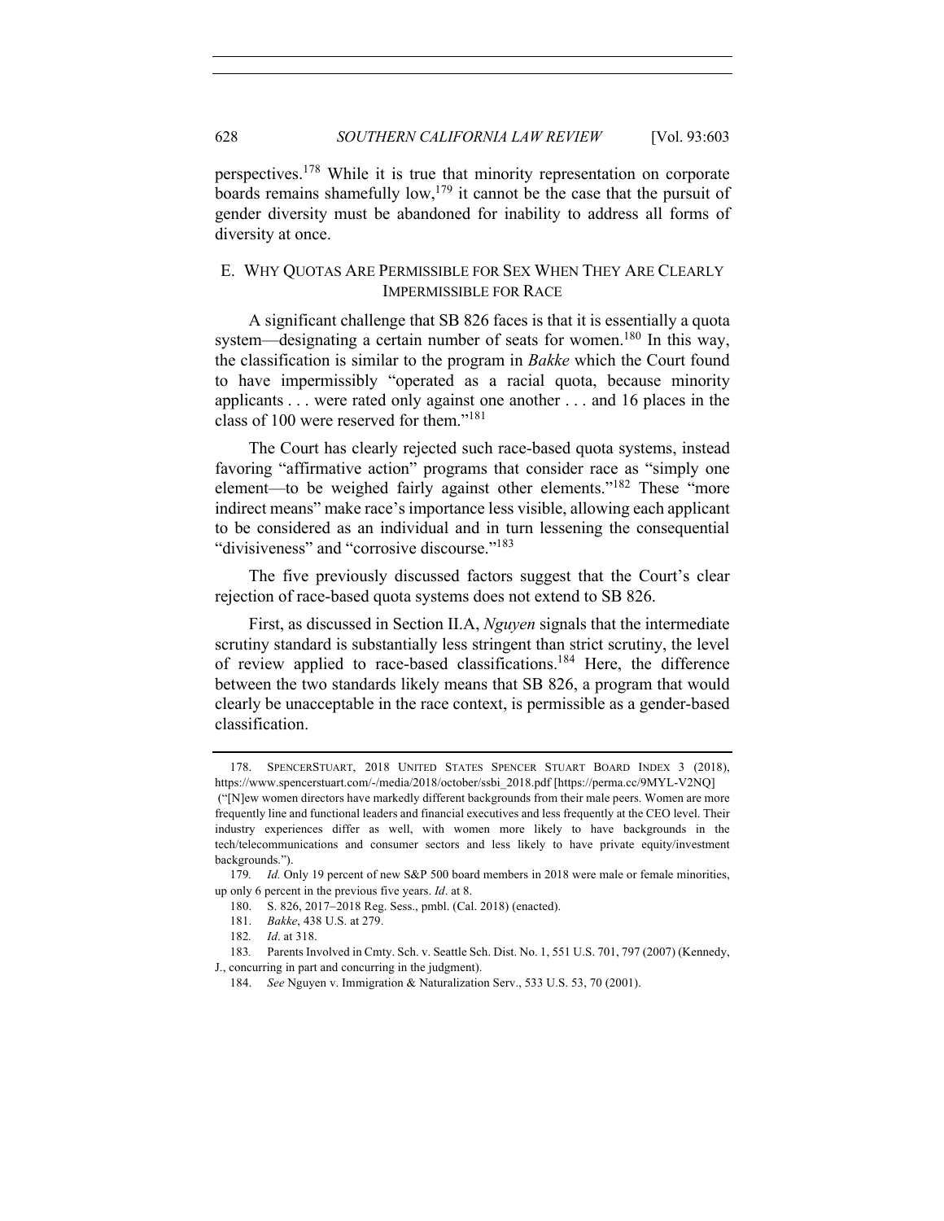perspectives.[178] While it is true that minority representation on corporate boards remains shamefully low,[179] it cannot be the case that the pursuit of gender diversity must be abandoned for inability to address all forms of diversity at once.

### E. WHY QUOTAS ARE PERMISSIBLE FOR SEX WHEN THEY ARE CLEARLY IMPERMISSIBLE FOR RACE

A significant challenge that SB 826 faces is that it is essentially a quota system—designating a certain number of seats for women.[180] In this way, the classification is similar to the program in *Bakke* which the Court found to have impermissibly "operated as a racial quota, because minority applicants . . . were rated only against one another . . . and 16 places in the class of 100 were reserved for them."[181]

The Court has clearly rejected such race-based quota systems, instead favoring "affirmative action" programs that consider race as "simply one element—to be weighed fairly against other elements."[182] These "more indirect means" make race's importance less visible, allowing each applicant to be considered as an individual and in turn lessening the consequential "divisiveness" and "corrosive discourse."[183]

The five previously discussed factors suggest that the Court's clear rejection of race-based quota systems does not extend to SB 826.

First, as discussed in Section II.A, *Nguyen* signals that the intermediate scrutiny standard is substantially less stringent than strict scrutiny, the level of review applied to race-based classifications.[184] Here, the difference between the two standards likely means that SB 826, a program that would clearly be unacceptable in the race context, is permissible as a gender-based classification.

---

178. SPENCERSTUART, 2018 UNITED STATES SPENCER STUART BOARD INDEX 3 (2018), https://www.spencerstuart.com/-/media/2018/october/ssbi_2018.pdf [https://perma.cc/9MYL-V2NQ] ("[N]ew women directors have markedly different backgrounds from their male peers. Women are more frequently line and functional leaders and financial executives and less frequently at the CEO level. Their industry experiences differ as well, with women more likely to have backgrounds in the tech/telecommunications and consumer sectors and less likely to have private equity/investment backgrounds.").

179. *Id.* Only 19 percent of new S&P 500 board members in 2018 were male or female minorities, up only 6 percent in the previous five years. *Id*. at 8.

180. S. 826, 2017–2018 Reg. Sess., pmbl. (Cal. 2018) (enacted).

181. *Bakke*, 438 U.S. at 279.

182. *Id*. at 318.

183. Parents Involved in Cmty. Sch. v. Seattle Sch. Dist. No. 1, 551 U.S. 701, 797 (2007) (Kennedy, J., concurring in part and concurring in the judgment).

184. *See* Nguyen v. Immigration & Naturalization Serv., 533 U.S. 53, 70 (2001).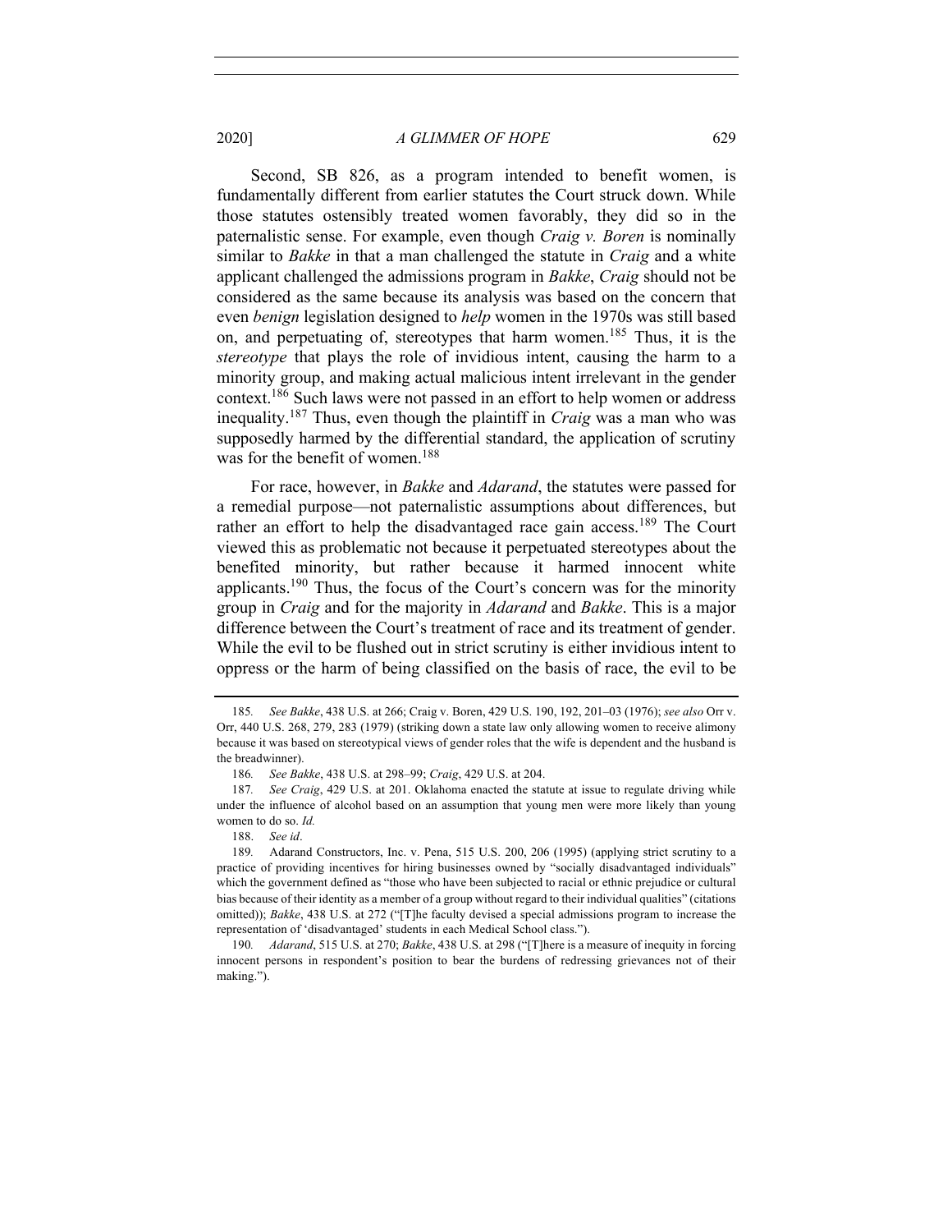Second, SB 826, as a program intended to benefit women, is fundamentally different from earlier statutes the Court struck down. While those statutes ostensibly treated women favorably, they did so in the paternalistic sense. For example, even though *Craig v. Boren* is nominally similar to *Bakke* in that a man challenged the statute in *Craig* and a white applicant challenged the admissions program in *Bakke*, *Craig* should not be considered as the same because its analysis was based on the concern that even *benign* legislation designed to *help* women in the 1970s was still based on, and perpetuating of, stereotypes that harm women.[185] Thus, it is the *stereotype* that plays the role of invidious intent, causing the harm to a minority group, and making actual malicious intent irrelevant in the gender context.[186] Such laws were not passed in an effort to help women or address inequality.[187] Thus, even though the plaintiff in *Craig* was a man who was supposedly harmed by the differential standard, the application of scrutiny was for the benefit of women.[188]

For race, however, in *Bakke* and *Adarand*, the statutes were passed for a remedial purpose—not paternalistic assumptions about differences, but rather an effort to help the disadvantaged race gain access.[189] The Court viewed this as problematic not because it perpetuated stereotypes about the benefited minority, but rather because it harmed innocent white applicants.[190] Thus, the focus of the Court's concern was for the minority group in *Craig* and for the majority in *Adarand* and *Bakke*. This is a major difference between the Court's treatment of race and its treatment of gender. While the evil to be flushed out in strict scrutiny is either invidious intent to oppress or the harm of being classified on the basis of race, the evil to be

---

185. *See Bakke*, 438 U.S. at 266; Craig v. Boren, 429 U.S. 190, 192, 201–03 (1976); *see also* Orr v. Orr, 440 U.S. 268, 279, 283 (1979) (striking down a state law only allowing women to receive alimony because it was based on stereotypical views of gender roles that the wife is dependent and the husband is the breadwinner).

186. *See Bakke*, 438 U.S. at 298–99; *Craig*, 429 U.S. at 204.

187. *See Craig*, 429 U.S. at 201. Oklahoma enacted the statute at issue to regulate driving while under the influence of alcohol based on an assumption that young men were more likely than young women to do so. *Id.*

188. *See id*.

189. Adarand Constructors, Inc. v. Pena, 515 U.S. 200, 206 (1995) (applying strict scrutiny to a practice of providing incentives for hiring businesses owned by "socially disadvantaged individuals" which the government defined as "those who have been subjected to racial or ethnic prejudice or cultural bias because of their identity as a member of a group without regard to their individual qualities" (citations omitted)); *Bakke*, 438 U.S. at 272 ("[T]he faculty devised a special admissions program to increase the representation of 'disadvantaged' students in each Medical School class.").

190. *Adarand*, 515 U.S. at 270; *Bakke*, 438 U.S. at 298 ("[T]here is a measure of inequity in forcing innocent persons in respondent's position to bear the burdens of redressing grievances not of their making.").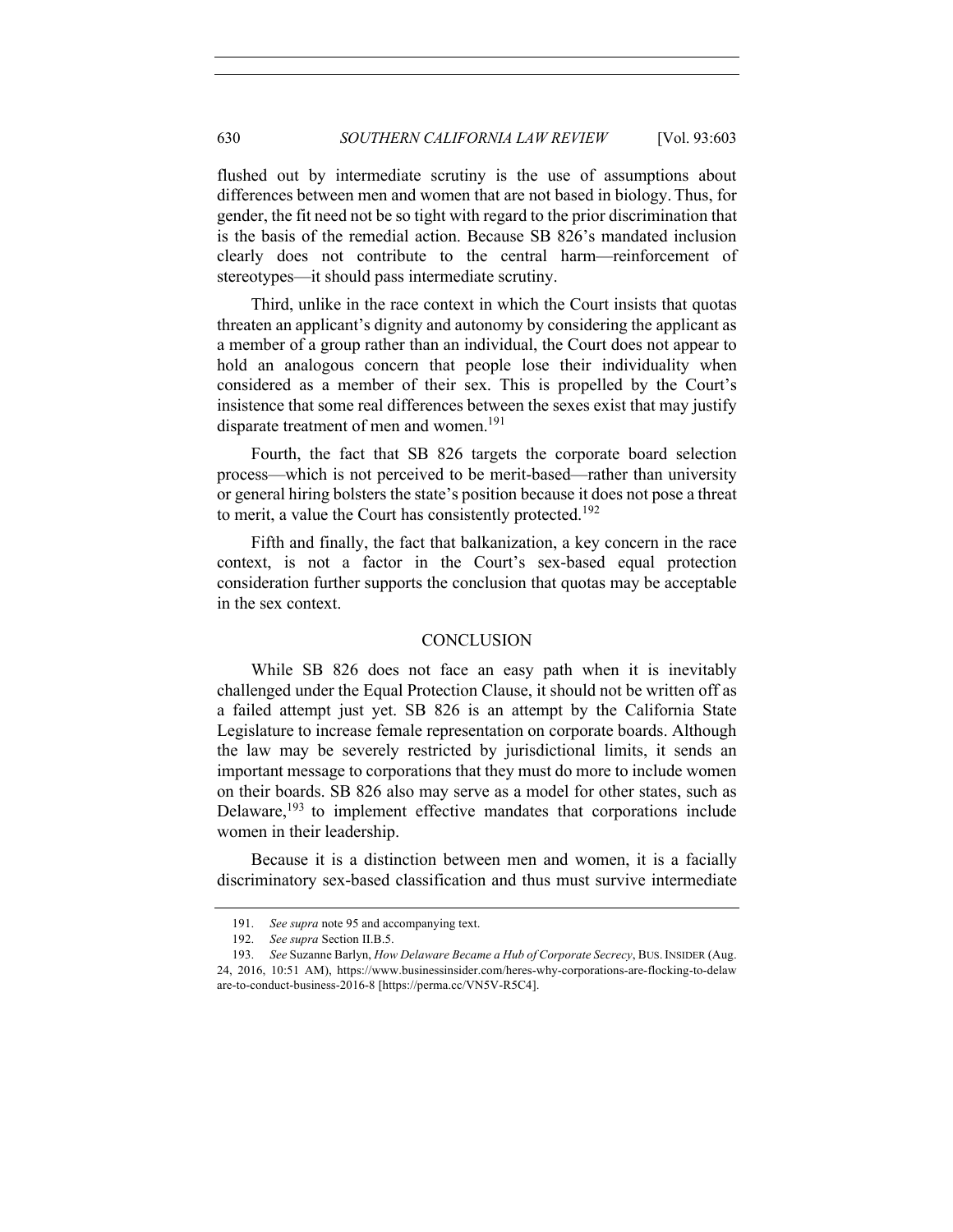flushed out by intermediate scrutiny is the use of assumptions about differences between men and women that are not based in biology. Thus, for gender, the fit need not be so tight with regard to the prior discrimination that is the basis of the remedial action. Because SB 826's mandated inclusion clearly does not contribute to the central harm—reinforcement of stereotypes—it should pass intermediate scrutiny.

Third, unlike in the race context in which the Court insists that quotas threaten an applicant's dignity and autonomy by considering the applicant as a member of a group rather than an individual, the Court does not appear to hold an analogous concern that people lose their individuality when considered as a member of their sex. This is propelled by the Court's insistence that some real differences between the sexes exist that may justify disparate treatment of men and women.[191]

Fourth, the fact that SB 826 targets the corporate board selection process—which is not perceived to be merit-based—rather than university or general hiring bolsters the state's position because it does not pose a threat to merit, a value the Court has consistently protected.[192]

Fifth and finally, the fact that balkanization, a key concern in the race context, is not a factor in the Court's sex-based equal protection consideration further supports the conclusion that quotas may be acceptable in the sex context.

## CONCLUSION

While SB 826 does not face an easy path when it is inevitably challenged under the Equal Protection Clause, it should not be written off as a failed attempt just yet. SB 826 is an attempt by the California State Legislature to increase female representation on corporate boards. Although the law may be severely restricted by jurisdictional limits, it sends an important message to corporations that they must do more to include women on their boards. SB 826 also may serve as a model for other states, such as Delaware,[193] to implement effective mandates that corporations include women in their leadership.

Because it is a distinction between men and women, it is a facially discriminatory sex-based classification and thus must survive intermediate

---

191. *See supra* note 95 and accompanying text.

192. *See supra* Section II.B.5.

193. *See* Suzanne Barlyn, *How Delaware Became a Hub of Corporate Secrecy*, BUS. INSIDER (Aug. 24, 2016, 10:51 AM), https://www.businessinsider.com/heres-why-corporations-are-flocking-to-delaware-to-conduct-business-2016-8 [https://perma.cc/VN5V-R5C4].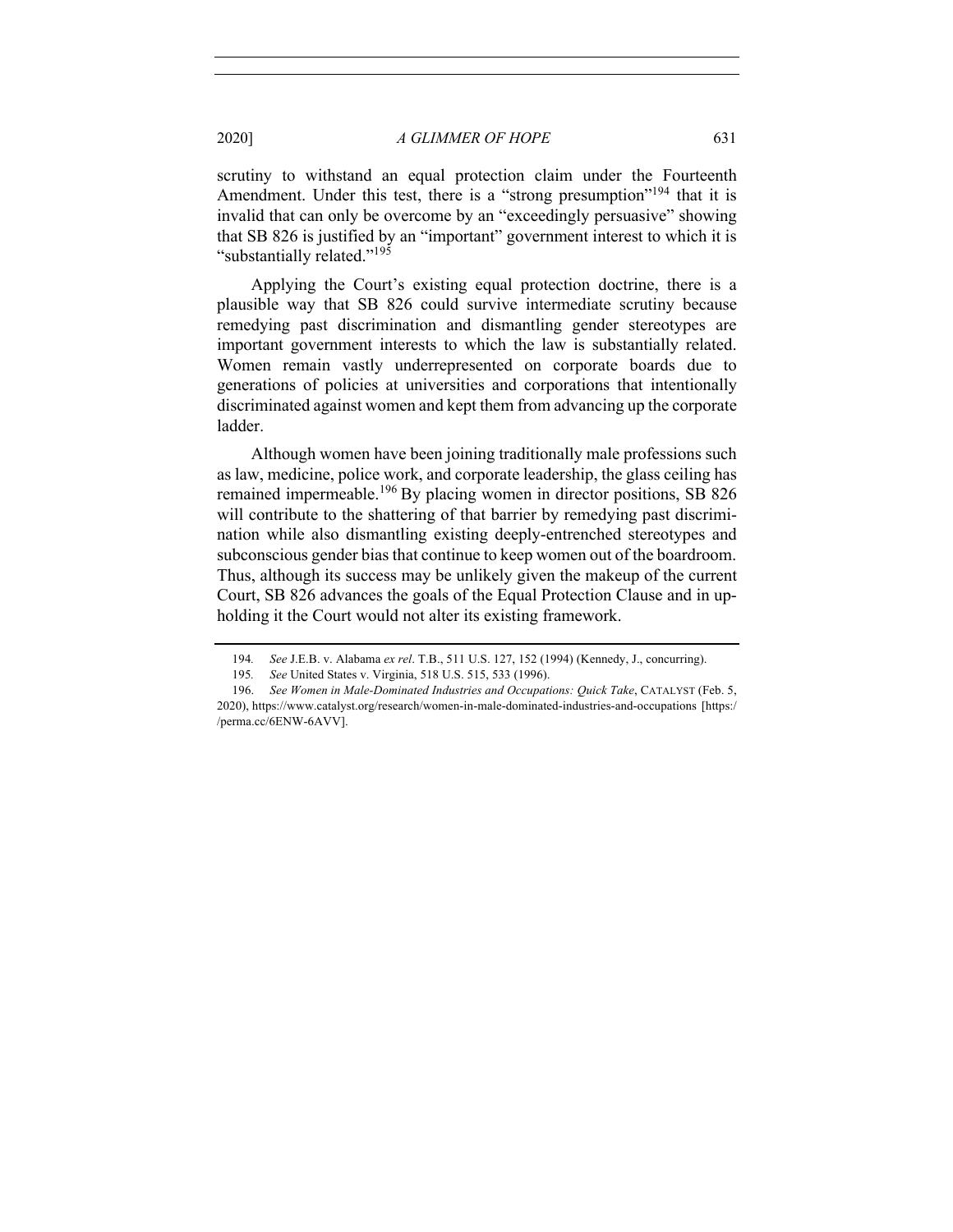scrutiny to withstand an equal protection claim under the Fourteenth Amendment. Under this test, there is a "strong presumption"[194] that it is invalid that can only be overcome by an "exceedingly persuasive" showing that SB 826 is justified by an "important" government interest to which it is "substantially related."[195]

Applying the Court's existing equal protection doctrine, there is a plausible way that SB 826 could survive intermediate scrutiny because remedying past discrimination and dismantling gender stereotypes are important government interests to which the law is substantially related. Women remain vastly underrepresented on corporate boards due to generations of policies at universities and corporations that intentionally discriminated against women and kept them from advancing up the corporate ladder.

Although women have been joining traditionally male professions such as law, medicine, police work, and corporate leadership, the glass ceiling has remained impermeable.[196] By placing women in director positions, SB 826 will contribute to the shattering of that barrier by remedying past discrimination while also dismantling existing deeply-entrenched stereotypes and subconscious gender bias that continue to keep women out of the boardroom. Thus, although its success may be unlikely given the makeup of the current Court, SB 826 advances the goals of the Equal Protection Clause and in upholding it the Court would not alter its existing framework.

---

194. *See* J.E.B. v. Alabama *ex rel*. T.B., 511 U.S. 127, 152 (1994) (Kennedy, J., concurring).

195. *See* United States v. Virginia, 518 U.S. 515, 533 (1996).

196. *See Women in Male-Dominated Industries and Occupations: Quick Take*, CATALYST (Feb. 5, 2020), https://www.catalyst.org/research/women-in-male-dominated-industries-and-occupations [https://perma.cc/6ENW-6AVV].